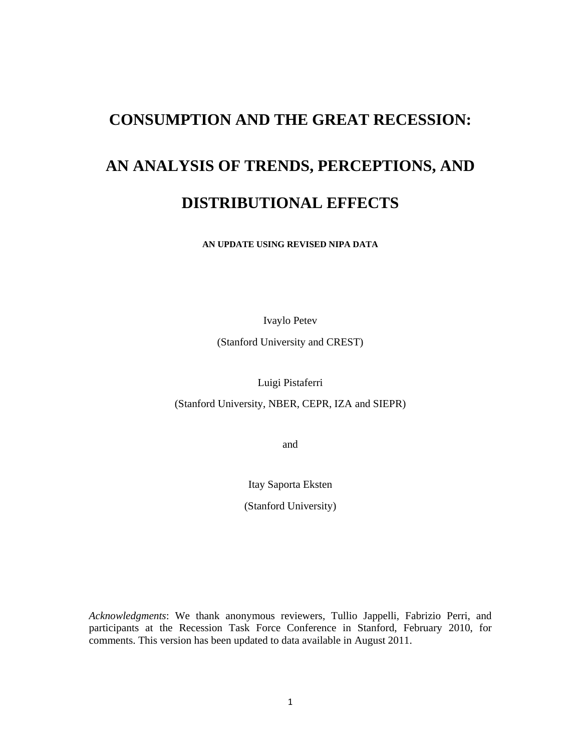# CONSUMPTION AND THE GREAT RECESSION:

# AN ANALYSIS OF TRENDS, PERCEPTIONS, AND DISTRIBUTIONAL EFFECTS

**AN UPDATE USING REVISED NIPA DATA**

Ivaylo Petev

(Stanford University and CREST)

Luigi Pistaferri

(Stanford University, NBER, CEPR, IZA and SIEPR)

and

Itay Saporta Eksten

(Stanford University)

*Acknowledgments*: We thank anonymous reviewers, Tullio Jappelli, Fabrizio Perri, and participants at the Recession Task Force Conference in Stanford, February 2010, for comments. This version has been updated to data available in August 2011.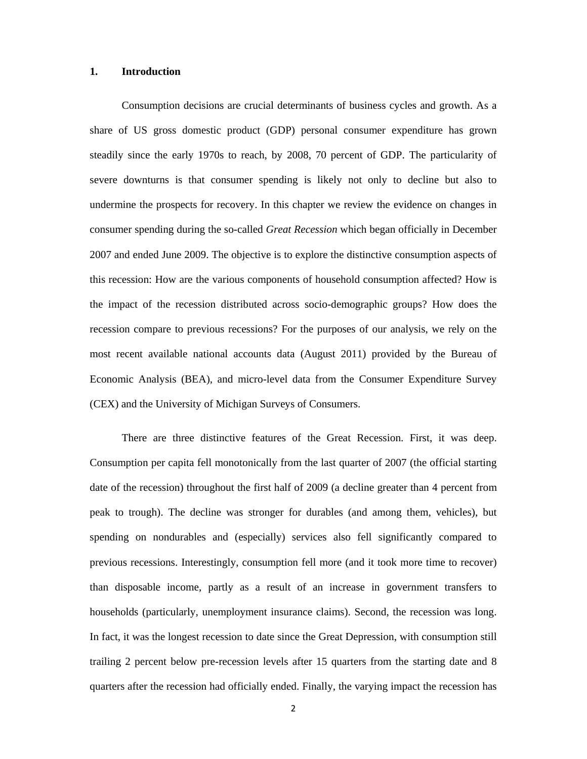## 1. Introduction

Consumption decisions are crucial determinants of business cycles and growth. As a share of US gross domestic product (GDP) personal consumer expenditure has grown steadily since the early 1970s to reach, by 2008, 70 percent of GDP. The particularity of severe downturns is that consumer spending is likely not only to decline but also to undermine the prospects for recovery. In this chapter we review the evidence on changes in consumer spending during the so-called *Great Recession* which began officially in December 2007 and ended June 2009. The objective is to explore the distinctive consumption aspects of this recession: How are the various components of household consumption affected? How is the impact of the recession distributed across socio-demographic groups? How does the recession compare to previous recessions? For the purposes of our analysis, we rely on the most recent available national accounts data (August 2011) provided by the Bureau of Economic Analysis (BEA), and micro-level data from the Consumer Expenditure Survey (CEX) and the University of Michigan Surveys of Consumers.

There are three distinctive features of the Great Recession. First, it was deep. Consumption per capita fell monotonically from the last quarter of 2007 (the official starting date of the recession) throughout the first half of 2009 (a decline greater than 4 percent from peak to trough). The decline was stronger for durables (and among them, vehicles), but spending on nondurables and (especially) services also fell significantly compared to previous recessions. Interestingly, consumption fell more (and it took more time to recover) than disposable income, partly as a result of an increase in government transfers to households (particularly, unemployment insurance claims). Second, the recession was long. In fact, it was the longest recession to date since the Great Depression, with consumption still trailing 2 percent below pre-recession levels after 15 quarters from the starting date and 8 quarters after the recession had officially ended. Finally, the varying impact the recession has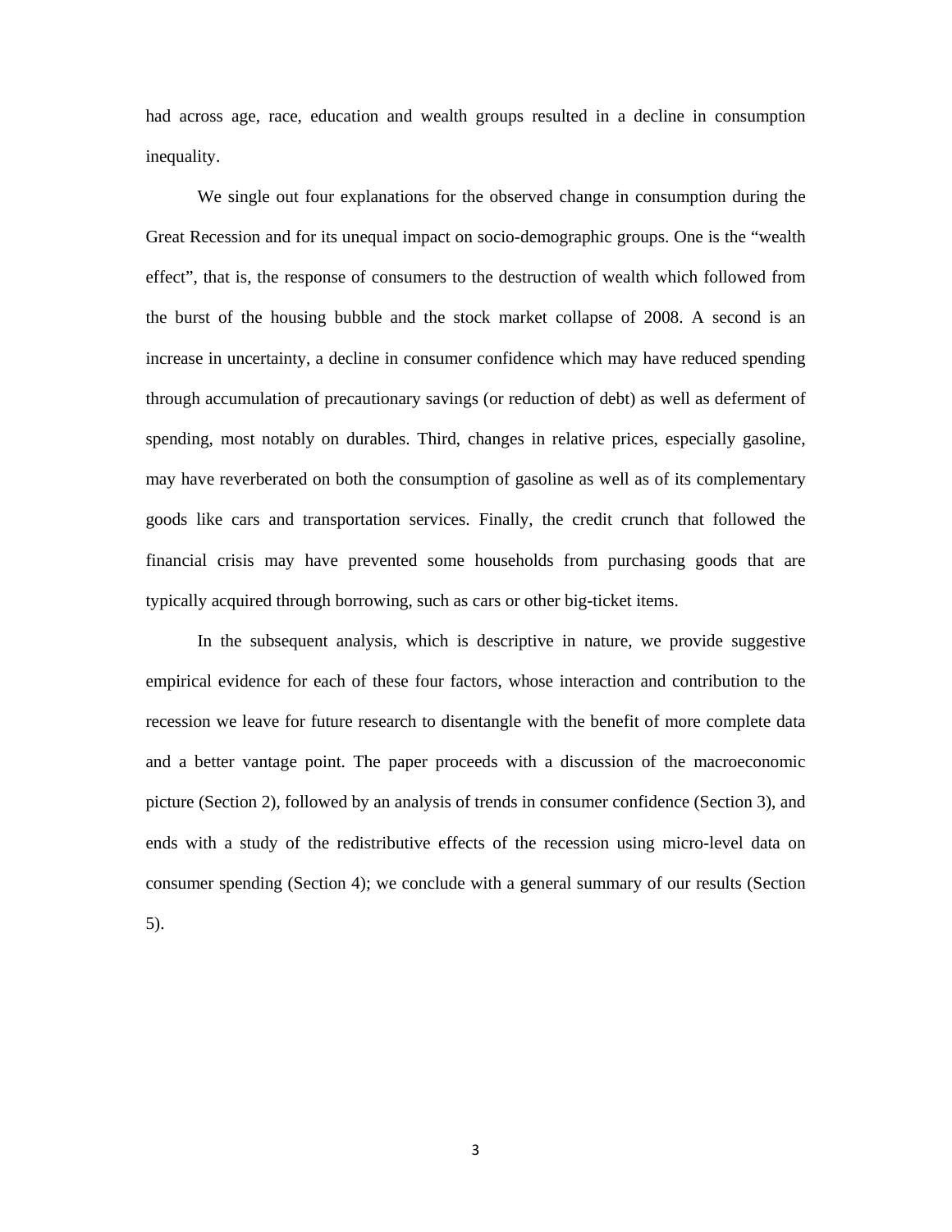had across age, race, education and wealth groups resulted in a decline in consumption inequality.

We single out four explanations for the observed change in consumption during the Great Recession and for its unequal impact on socio-demographic groups. One is the "wealth effect", that is, the response of consumers to the destruction of wealth which followed from the burst of the housing bubble and the stock market collapse of 2008. A second is an increase in uncertainty, a decline in consumer confidence which may have reduced spending through accumulation of precautionary savings (or reduction of debt) as well as deferment of spending, most notably on durables. Third, changes in relative prices, especially gasoline, may have reverberated on both the consumption of gasoline as well as of its complementary goods like cars and transportation services. Finally, the credit crunch that followed the financial crisis may have prevented some households from purchasing goods that are typically acquired through borrowing, such as cars or other big-ticket items.

In the subsequent analysis, which is descriptive in nature, we provide suggestive empirical evidence for each of these four factors, whose interaction and contribution to the recession we leave for future research to disentangle with the benefit of more complete data and a better vantage point. The paper proceeds with a discussion of the macroeconomic picture (Section 2), followed by an analysis of trends in consumer confidence (Section 3), and ends with a study of the redistributive effects of the recession using micro-level data on consumer spending (Section 4); we conclude with a general summary of our results (Section 5).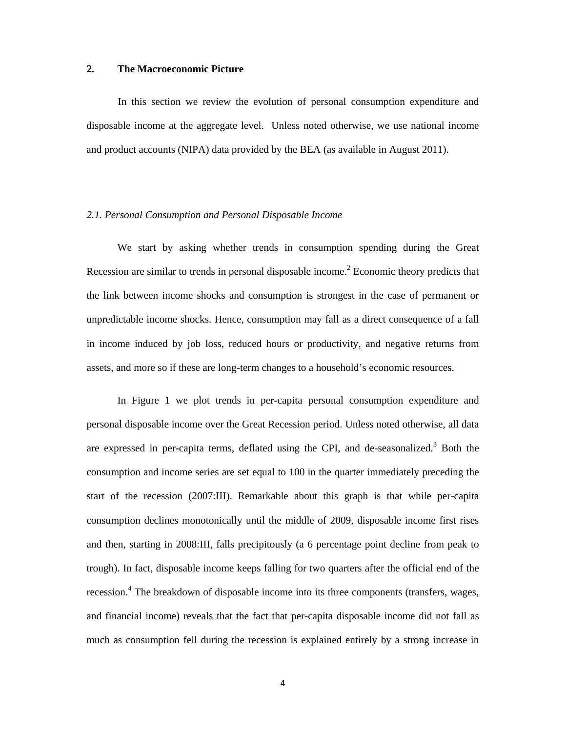## 2. The Macroeconomic Picture

In this section we review the evolution of personal consumption expenditure and disposable income at the aggregate level. Unless noted otherwise, we use national income and product accounts (NIPA) data provided by the BEA (as available in August 2011).

### *2.1. Personal Consumption and Personal Disposable Income*

We start by asking whether trends in consumption spending during the Great Recession are similar to trends in personal disposable income.[2] Economic theory predicts that the link between income shocks and consumption is strongest in the case of permanent or unpredictable income shocks. Hence, consumption may fall as a direct consequence of a fall in income induced by job loss, reduced hours or productivity, and negative returns from assets, and more so if these are long-term changes to a household's economic resources.

In Figure 1 we plot trends in per-capita personal consumption expenditure and personal disposable income over the Great Recession period. Unless noted otherwise, all data are expressed in per-capita terms, deflated using the CPI, and de-seasonalized.[3] Both the consumption and income series are set equal to 100 in the quarter immediately preceding the start of the recession (2007:III). Remarkable about this graph is that while per-capita consumption declines monotonically until the middle of 2009, disposable income first rises and then, starting in 2008:III, falls precipitously (a 6 percentage point decline from peak to trough). In fact, disposable income keeps falling for two quarters after the official end of the recession.[4] The breakdown of disposable income into its three components (transfers, wages, and financial income) reveals that the fact that per-capita disposable income did not fall as much as consumption fell during the recession is explained entirely by a strong increase in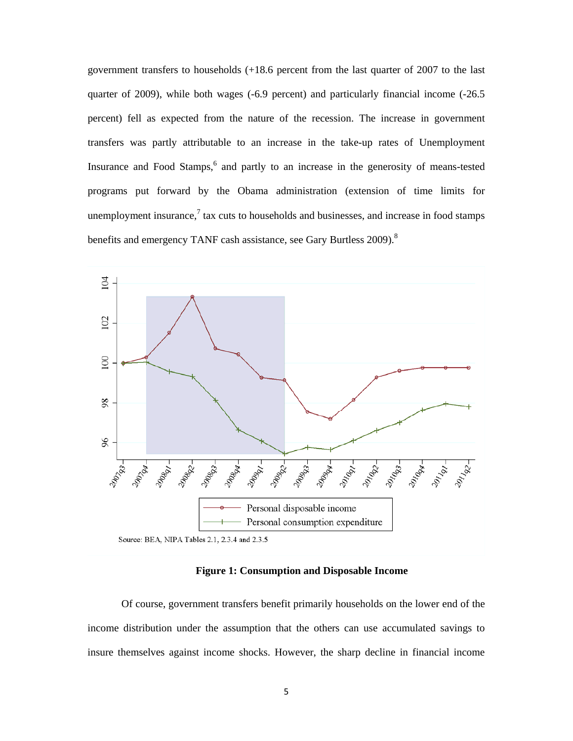government transfers to households (+18.6 percent from the last quarter of 2007 to the last quarter of 2009), while both wages (-6.9 percent) and particularly financial income (-26.5 percent) fell as expected from the nature of the recession. The increase in government transfers was partly attributable to an increase in the take-up rates of Unemployment Insurance and Food Stamps,[6] and partly to an increase in the generosity of means-tested programs put forward by the Obama administration (extension of time limits for unemployment insurance,[7] tax cuts to households and businesses, and increase in food stamps benefits and emergency TANF cash assistance, see Gary Burtless 2009).[8]

Source: BEA, NIPA Tables 2.1, 2.3.4 and 2.3.5

**Figure 1: Consumption and Disposable Income**

Of course, government transfers benefit primarily households on the lower end of the income distribution under the assumption that the others can use accumulated savings to insure themselves against income shocks. However, the sharp decline in financial income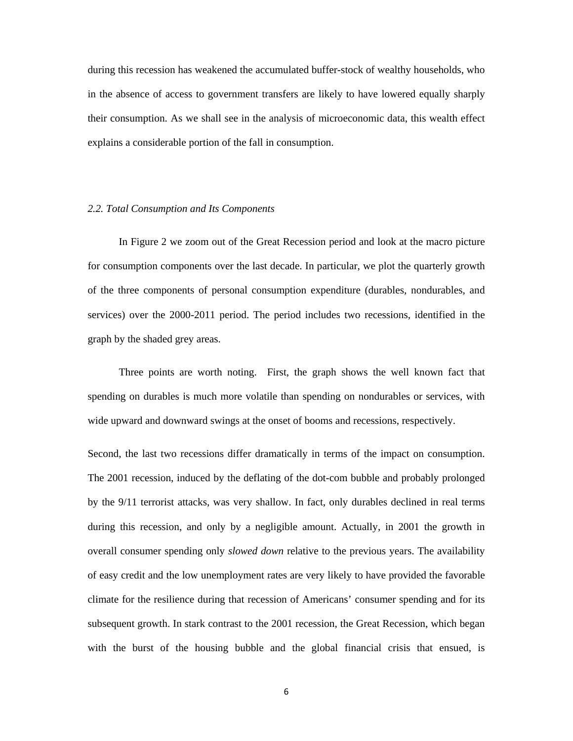during this recession has weakened the accumulated buffer-stock of wealthy households, who in the absence of access to government transfers are likely to have lowered equally sharply their consumption. As we shall see in the analysis of microeconomic data, this wealth effect explains a considerable portion of the fall in consumption.

### *2.2. Total Consumption and Its Components*

In Figure 2 we zoom out of the Great Recession period and look at the macro picture for consumption components over the last decade. In particular, we plot the quarterly growth of the three components of personal consumption expenditure (durables, nondurables, and services) over the 2000-2011 period. The period includes two recessions, identified in the graph by the shaded grey areas.

Three points are worth noting. First, the graph shows the well known fact that spending on durables is much more volatile than spending on nondurables or services, with wide upward and downward swings at the onset of booms and recessions, respectively.

Second, the last two recessions differ dramatically in terms of the impact on consumption. The 2001 recession, induced by the deflating of the dot-com bubble and probably prolonged by the 9/11 terrorist attacks, was very shallow. In fact, only durables declined in real terms during this recession, and only by a negligible amount. Actually, in 2001 the growth in overall consumer spending only *slowed down* relative to the previous years. The availability of easy credit and the low unemployment rates are very likely to have provided the favorable climate for the resilience during that recession of Americans' consumer spending and for its subsequent growth. In stark contrast to the 2001 recession, the Great Recession, which began with the burst of the housing bubble and the global financial crisis that ensued, is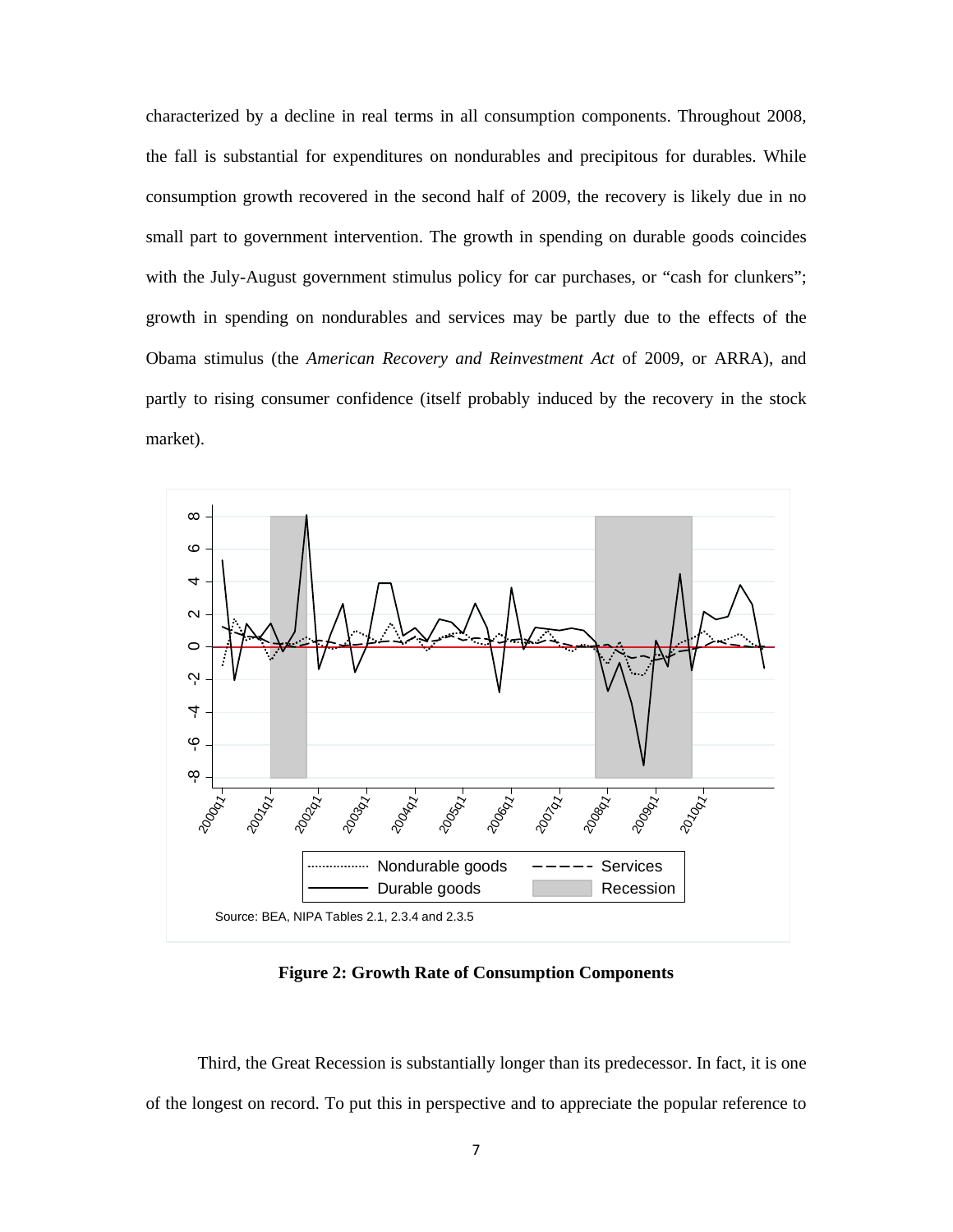characterized by a decline in real terms in all consumption components. Throughout 2008, the fall is substantial for expenditures on nondurables and precipitous for durables. While consumption growth recovered in the second half of 2009, the recovery is likely due in no small part to government intervention. The growth in spending on durable goods coincides with the July-August government stimulus policy for car purchases, or "cash for clunkers"; growth in spending on nondurables and services may be partly due to the effects of the Obama stimulus (the *American Recovery and Reinvestment Act* of 2009, or ARRA), and partly to rising consumer confidence (itself probably induced by the recovery in the stock market).

**Figure 2: Growth Rate of Consumption Components**

Third, the Great Recession is substantially longer than its predecessor. In fact, it is one of the longest on record. To put this in perspective and to appreciate the popular reference to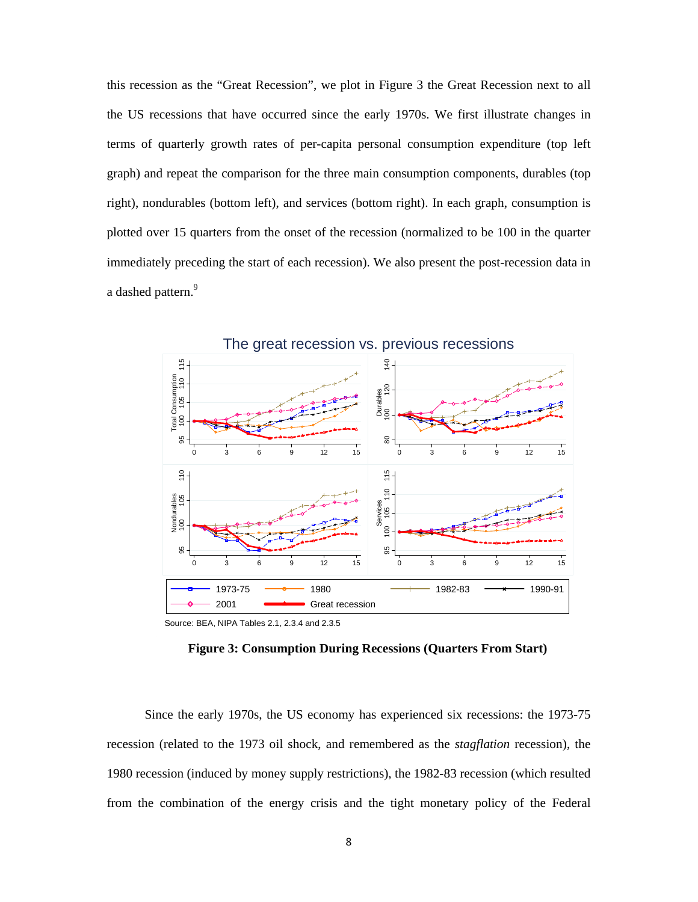this recession as the "Great Recession", we plot in Figure 3 the Great Recession next to all the US recessions that have occurred since the early 1970s. We first illustrate changes in terms of quarterly growth rates of per-capita personal consumption expenditure (top left graph) and repeat the comparison for the three main consumption components, durables (top right), nondurables (bottom left), and services (bottom right). In each graph, consumption is plotted over 15 quarters from the onset of the recession (normalized to be 100 in the quarter immediately preceding the start of each recession). We also present the post-recession data in a dashed pattern.[9]

Source: BEA, NIPA Tables 2.1, 2.3.4 and 2.3.5

**Figure 3: Consumption During Recessions (Quarters From Start)**

Since the early 1970s, the US economy has experienced six recessions: the 1973-75 recession (related to the 1973 oil shock, and remembered as the *stagflation* recession), the 1980 recession (induced by money supply restrictions), the 1982-83 recession (which resulted from the combination of the energy crisis and the tight monetary policy of the Federal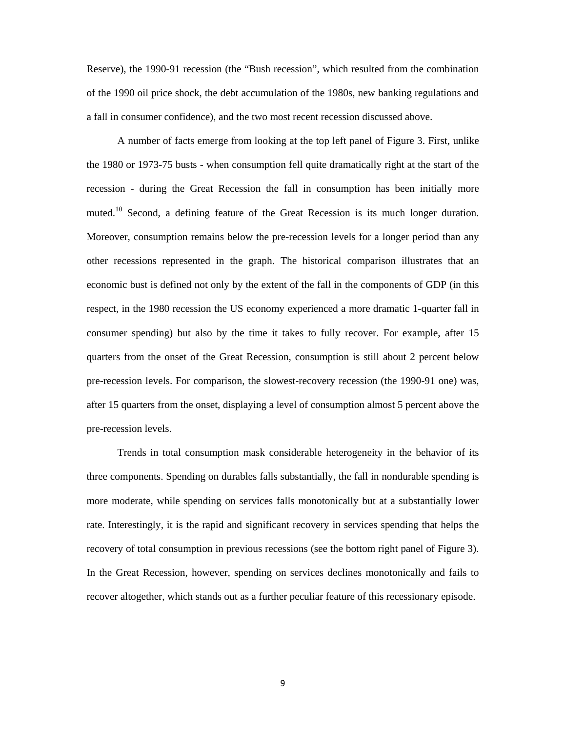Reserve), the 1990-91 recession (the "Bush recession", which resulted from the combination of the 1990 oil price shock, the debt accumulation of the 1980s, new banking regulations and a fall in consumer confidence), and the two most recent recession discussed above.

A number of facts emerge from looking at the top left panel of Figure 3. First, unlike the 1980 or 1973-75 busts - when consumption fell quite dramatically right at the start of the recession - during the Great Recession the fall in consumption has been initially more muted.[10] Second, a defining feature of the Great Recession is its much longer duration. Moreover, consumption remains below the pre-recession levels for a longer period than any other recessions represented in the graph. The historical comparison illustrates that an economic bust is defined not only by the extent of the fall in the components of GDP (in this respect, in the 1980 recession the US economy experienced a more dramatic 1-quarter fall in consumer spending) but also by the time it takes to fully recover. For example, after 15 quarters from the onset of the Great Recession, consumption is still about 2 percent below pre-recession levels. For comparison, the slowest-recovery recession (the 1990-91 one) was, after 15 quarters from the onset, displaying a level of consumption almost 5 percent above the pre-recession levels.

Trends in total consumption mask considerable heterogeneity in the behavior of its three components. Spending on durables falls substantially, the fall in nondurable spending is more moderate, while spending on services falls monotonically but at a substantially lower rate. Interestingly, it is the rapid and significant recovery in services spending that helps the recovery of total consumption in previous recessions (see the bottom right panel of Figure 3). In the Great Recession, however, spending on services declines monotonically and fails to recover altogether, which stands out as a further peculiar feature of this recessionary episode.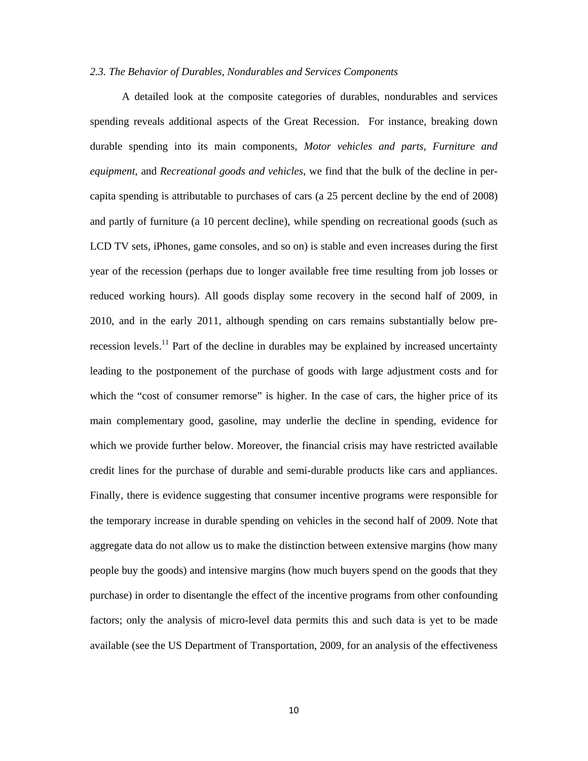*2.3. The Behavior of Durables, Nondurables and Services Components*

A detailed look at the composite categories of durables, nondurables and services spending reveals additional aspects of the Great Recession. For instance, breaking down durable spending into its main components, *Motor vehicles and parts*, *Furniture and equipment*, and *Recreational goods and vehicles*, we find that the bulk of the decline in per-capita spending is attributable to purchases of cars (a 25 percent decline by the end of 2008) and partly of furniture (a 10 percent decline), while spending on recreational goods (such as LCD TV sets, iPhones, game consoles, and so on) is stable and even increases during the first year of the recession (perhaps due to longer available free time resulting from job losses or reduced working hours). All goods display some recovery in the second half of 2009, in 2010, and in the early 2011, although spending on cars remains substantially below pre-recession levels.[11] Part of the decline in durables may be explained by increased uncertainty leading to the postponement of the purchase of goods with large adjustment costs and for which the "cost of consumer remorse" is higher. In the case of cars, the higher price of its main complementary good, gasoline, may underlie the decline in spending, evidence for which we provide further below. Moreover, the financial crisis may have restricted available credit lines for the purchase of durable and semi-durable products like cars and appliances. Finally, there is evidence suggesting that consumer incentive programs were responsible for the temporary increase in durable spending on vehicles in the second half of 2009. Note that aggregate data do not allow us to make the distinction between extensive margins (how many people buy the goods) and intensive margins (how much buyers spend on the goods that they purchase) in order to disentangle the effect of the incentive programs from other confounding factors; only the analysis of micro-level data permits this and such data is yet to be made available (see the US Department of Transportation, 2009, for an analysis of the effectiveness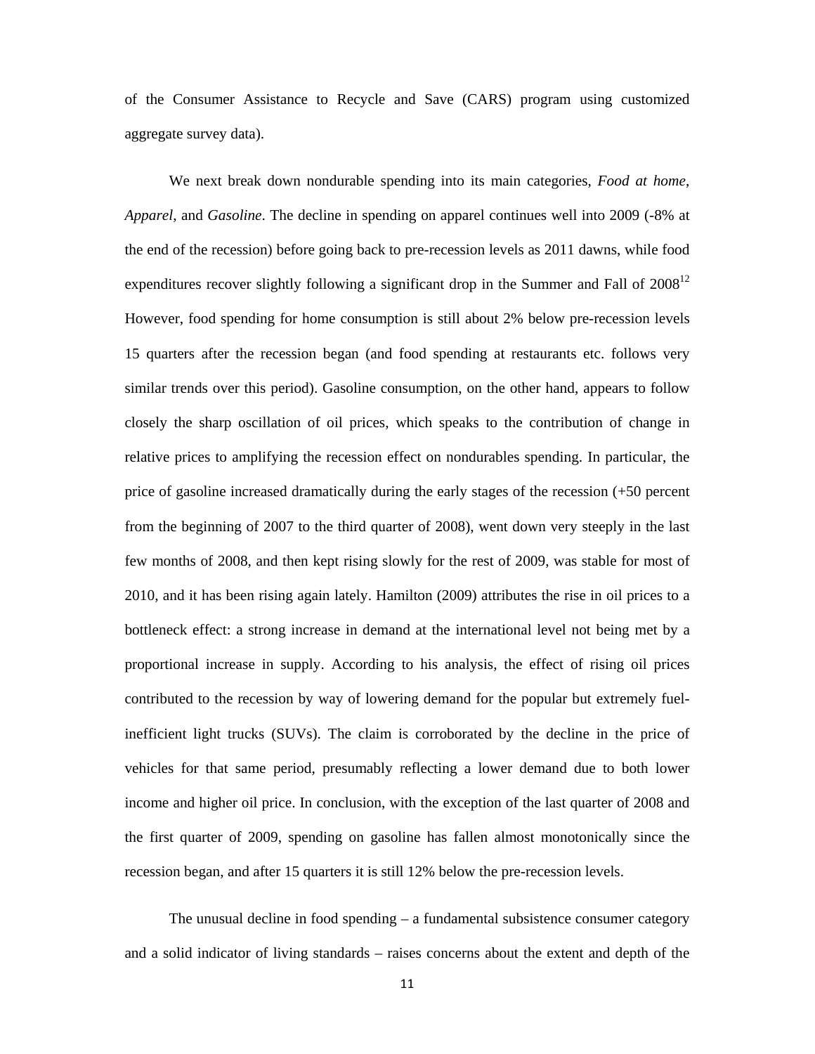of the Consumer Assistance to Recycle and Save (CARS) program using customized aggregate survey data).

We next break down nondurable spending into its main categories, *Food at home*, *Apparel*, and *Gasoline*. The decline in spending on apparel continues well into 2009 (-8% at the end of the recession) before going back to pre-recession levels as 2011 dawns, while food expenditures recover slightly following a significant drop in the Summer and Fall of 2008[12] However, food spending for home consumption is still about 2% below pre-recession levels 15 quarters after the recession began (and food spending at restaurants etc. follows very similar trends over this period). Gasoline consumption, on the other hand, appears to follow closely the sharp oscillation of oil prices, which speaks to the contribution of change in relative prices to amplifying the recession effect on nondurables spending. In particular, the price of gasoline increased dramatically during the early stages of the recession (+50 percent from the beginning of 2007 to the third quarter of 2008), went down very steeply in the last few months of 2008, and then kept rising slowly for the rest of 2009, was stable for most of 2010, and it has been rising again lately. Hamilton (2009) attributes the rise in oil prices to a bottleneck effect: a strong increase in demand at the international level not being met by a proportional increase in supply. According to his analysis, the effect of rising oil prices contributed to the recession by way of lowering demand for the popular but extremely fuel-inefficient light trucks (SUVs). The claim is corroborated by the decline in the price of vehicles for that same period, presumably reflecting a lower demand due to both lower income and higher oil price. In conclusion, with the exception of the last quarter of 2008 and the first quarter of 2009, spending on gasoline has fallen almost monotonically since the recession began, and after 15 quarters it is still 12% below the pre-recession levels.

The unusual decline in food spending – a fundamental subsistence consumer category and a solid indicator of living standards – raises concerns about the extent and depth of the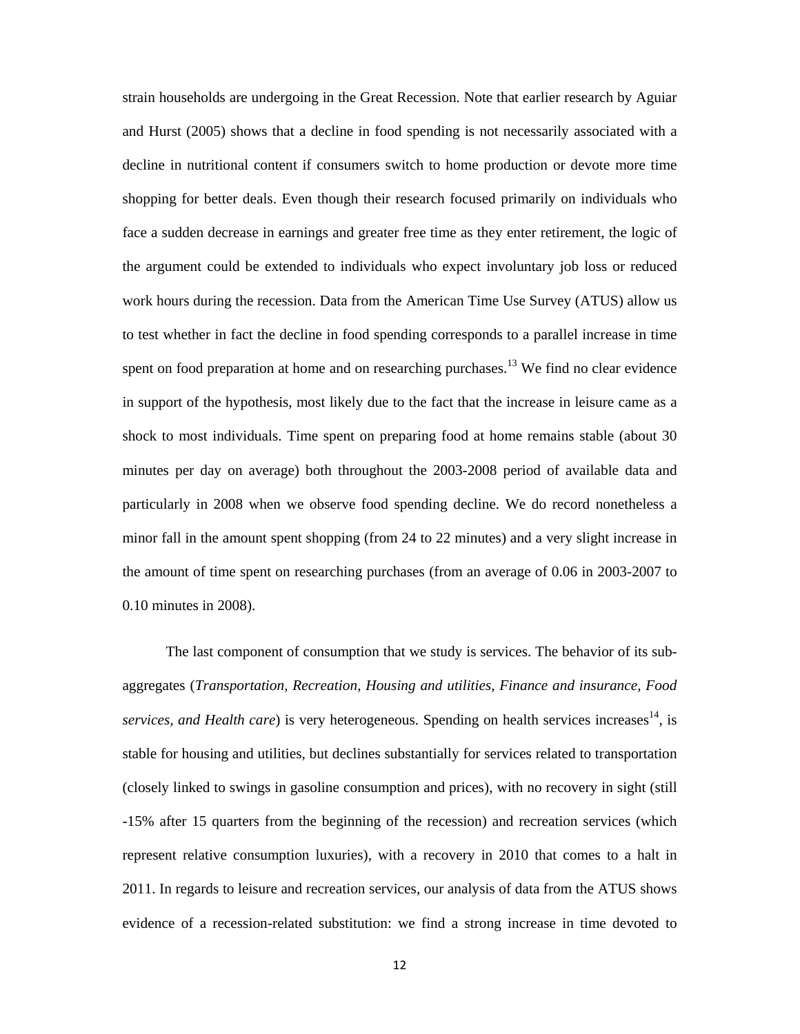strain households are undergoing in the Great Recession. Note that earlier research by Aguiar and Hurst (2005) shows that a decline in food spending is not necessarily associated with a decline in nutritional content if consumers switch to home production or devote more time shopping for better deals. Even though their research focused primarily on individuals who face a sudden decrease in earnings and greater free time as they enter retirement, the logic of the argument could be extended to individuals who expect involuntary job loss or reduced work hours during the recession. Data from the American Time Use Survey (ATUS) allow us to test whether in fact the decline in food spending corresponds to a parallel increase in time spent on food preparation at home and on researching purchases.[13] We find no clear evidence in support of the hypothesis, most likely due to the fact that the increase in leisure came as a shock to most individuals. Time spent on preparing food at home remains stable (about 30 minutes per day on average) both throughout the 2003-2008 period of available data and particularly in 2008 when we observe food spending decline. We do record nonetheless a minor fall in the amount spent shopping (from 24 to 22 minutes) and a very slight increase in the amount of time spent on researching purchases (from an average of 0.06 in 2003-2007 to 0.10 minutes in 2008).

The last component of consumption that we study is services. The behavior of its sub-aggregates (*Transportation, Recreation, Housing and utilities, Finance and insurance, Food services, and Health care*) is very heterogeneous. Spending on health services increases[14], is stable for housing and utilities, but declines substantially for services related to transportation (closely linked to swings in gasoline consumption and prices), with no recovery in sight (still -15% after 15 quarters from the beginning of the recession) and recreation services (which represent relative consumption luxuries), with a recovery in 2010 that comes to a halt in 2011. In regards to leisure and recreation services, our analysis of data from the ATUS shows evidence of a recession-related substitution: we find a strong increase in time devoted to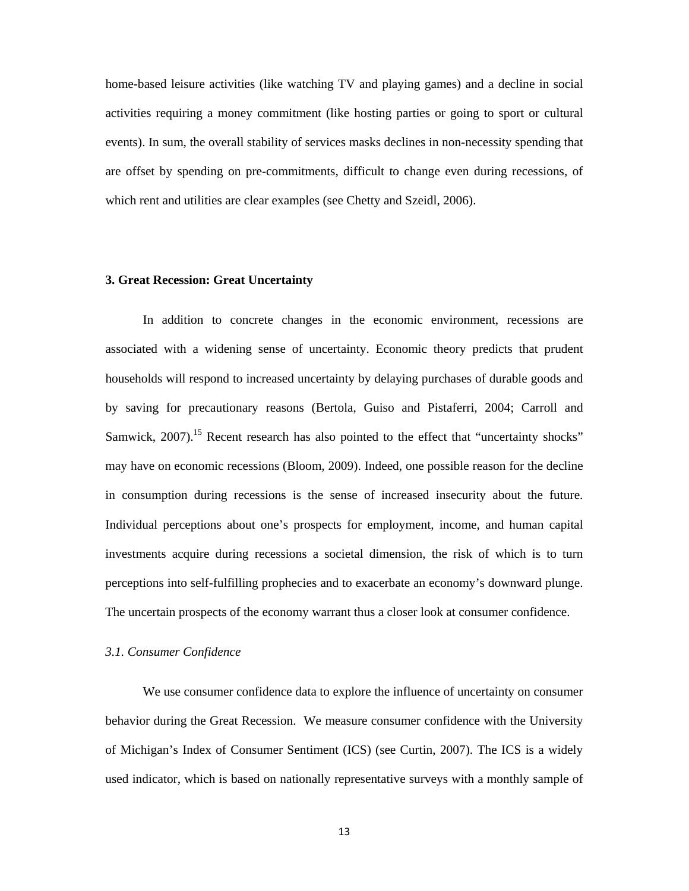home-based leisure activities (like watching TV and playing games) and a decline in social activities requiring a money commitment (like hosting parties or going to sport or cultural events). In sum, the overall stability of services masks declines in non-necessity spending that are offset by spending on pre-commitments, difficult to change even during recessions, of which rent and utilities are clear examples (see Chetty and Szeidl, 2006).

## 3. Great Recession: Great Uncertainty

In addition to concrete changes in the economic environment, recessions are associated with a widening sense of uncertainty. Economic theory predicts that prudent households will respond to increased uncertainty by delaying purchases of durable goods and by saving for precautionary reasons (Bertola, Guiso and Pistaferri, 2004; Carroll and Samwick, 2007).[15] Recent research has also pointed to the effect that "uncertainty shocks" may have on economic recessions (Bloom, 2009). Indeed, one possible reason for the decline in consumption during recessions is the sense of increased insecurity about the future. Individual perceptions about one's prospects for employment, income, and human capital investments acquire during recessions a societal dimension, the risk of which is to turn perceptions into self-fulfilling prophecies and to exacerbate an economy's downward plunge. The uncertain prospects of the economy warrant thus a closer look at consumer confidence.

### *3.1. Consumer Confidence*

We use consumer confidence data to explore the influence of uncertainty on consumer behavior during the Great Recession. We measure consumer confidence with the University of Michigan's Index of Consumer Sentiment (ICS) (see Curtin, 2007). The ICS is a widely used indicator, which is based on nationally representative surveys with a monthly sample of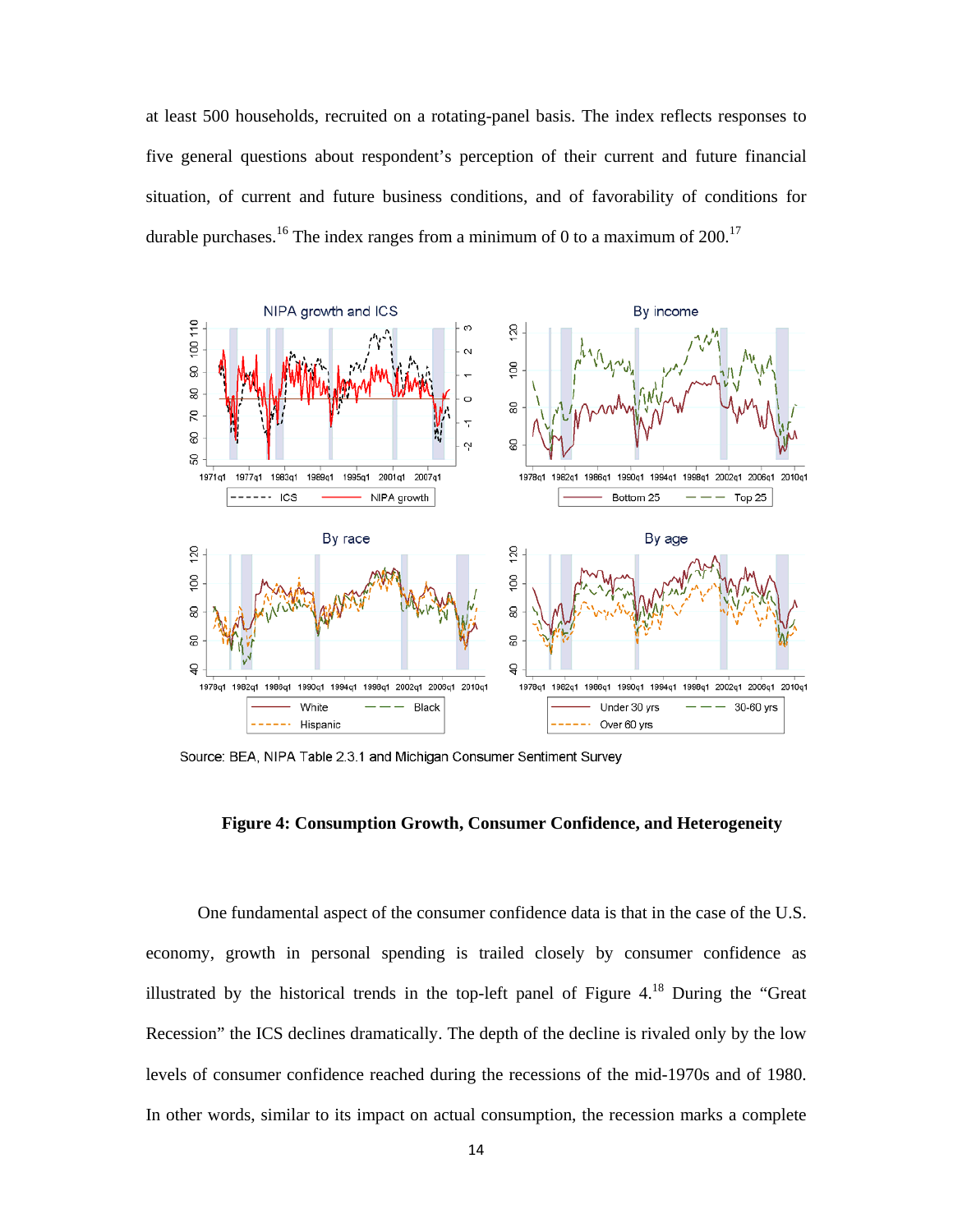at least 500 households, recruited on a rotating-panel basis. The index reflects responses to five general questions about respondent's perception of their current and future financial situation, of current and future business conditions, and of favorability of conditions for durable purchases.[16] The index ranges from a minimum of 0 to a maximum of 200.[17]

Source: BEA, NIPA Table 2.3.1 and Michigan Consumer Sentiment Survey

**Figure 4: Consumption Growth, Consumer Confidence, and Heterogeneity**

One fundamental aspect of the consumer confidence data is that in the case of the U.S. economy, growth in personal spending is trailed closely by consumer confidence as illustrated by the historical trends in the top-left panel of Figure 4.[18] During the "Great Recession" the ICS declines dramatically. The depth of the decline is rivaled only by the low levels of consumer confidence reached during the recessions of the mid-1970s and of 1980. In other words, similar to its impact on actual consumption, the recession marks a complete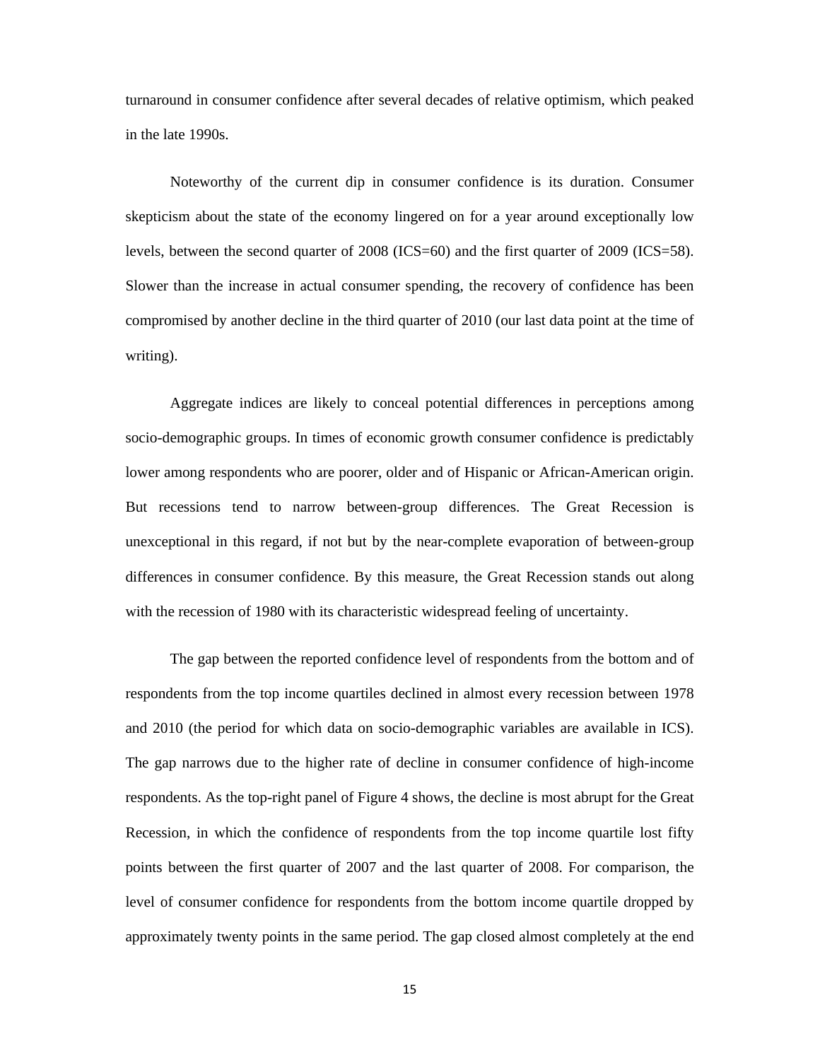turnaround in consumer confidence after several decades of relative optimism, which peaked in the late 1990s.

Noteworthy of the current dip in consumer confidence is its duration. Consumer skepticism about the state of the economy lingered on for a year around exceptionally low levels, between the second quarter of 2008 (ICS=60) and the first quarter of 2009 (ICS=58). Slower than the increase in actual consumer spending, the recovery of confidence has been compromised by another decline in the third quarter of 2010 (our last data point at the time of writing).

Aggregate indices are likely to conceal potential differences in perceptions among socio-demographic groups. In times of economic growth consumer confidence is predictably lower among respondents who are poorer, older and of Hispanic or African-American origin. But recessions tend to narrow between-group differences. The Great Recession is unexceptional in this regard, if not but by the near-complete evaporation of between-group differences in consumer confidence. By this measure, the Great Recession stands out along with the recession of 1980 with its characteristic widespread feeling of uncertainty.

The gap between the reported confidence level of respondents from the bottom and of respondents from the top income quartiles declined in almost every recession between 1978 and 2010 (the period for which data on socio-demographic variables are available in ICS). The gap narrows due to the higher rate of decline in consumer confidence of high-income respondents. As the top-right panel of Figure 4 shows, the decline is most abrupt for the Great Recession, in which the confidence of respondents from the top income quartile lost fifty points between the first quarter of 2007 and the last quarter of 2008. For comparison, the level of consumer confidence for respondents from the bottom income quartile dropped by approximately twenty points in the same period. The gap closed almost completely at the end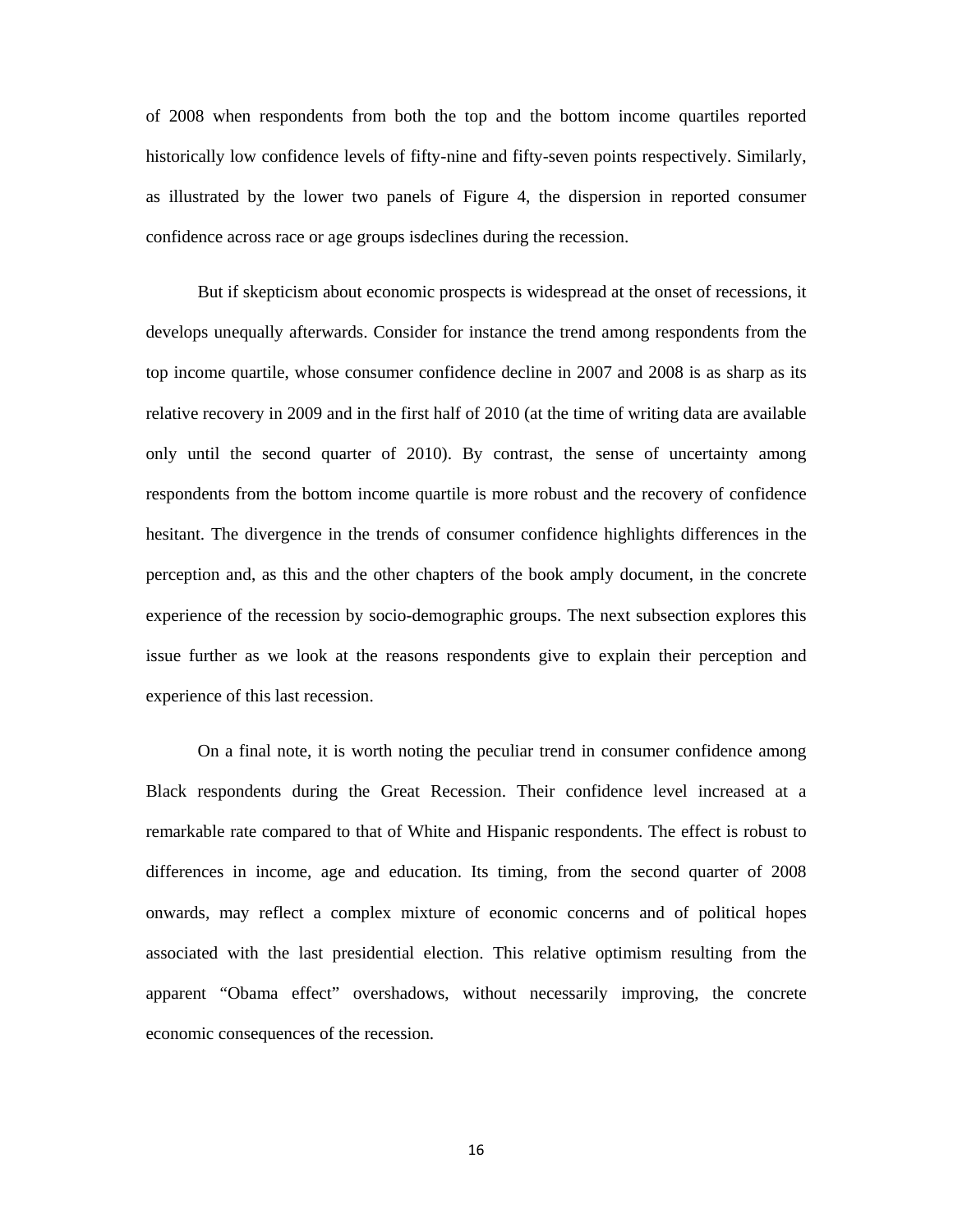of 2008 when respondents from both the top and the bottom income quartiles reported historically low confidence levels of fifty-nine and fifty-seven points respectively. Similarly, as illustrated by the lower two panels of Figure 4, the dispersion in reported consumer confidence across race or age groups isdeclines during the recession.

But if skepticism about economic prospects is widespread at the onset of recessions, it develops unequally afterwards. Consider for instance the trend among respondents from the top income quartile, whose consumer confidence decline in 2007 and 2008 is as sharp as its relative recovery in 2009 and in the first half of 2010 (at the time of writing data are available only until the second quarter of 2010). By contrast, the sense of uncertainty among respondents from the bottom income quartile is more robust and the recovery of confidence hesitant. The divergence in the trends of consumer confidence highlights differences in the perception and, as this and the other chapters of the book amply document, in the concrete experience of the recession by socio-demographic groups. The next subsection explores this issue further as we look at the reasons respondents give to explain their perception and experience of this last recession.

On a final note, it is worth noting the peculiar trend in consumer confidence among Black respondents during the Great Recession. Their confidence level increased at a remarkable rate compared to that of White and Hispanic respondents. The effect is robust to differences in income, age and education. Its timing, from the second quarter of 2008 onwards, may reflect a complex mixture of economic concerns and of political hopes associated with the last presidential election. This relative optimism resulting from the apparent "Obama effect" overshadows, without necessarily improving, the concrete economic consequences of the recession.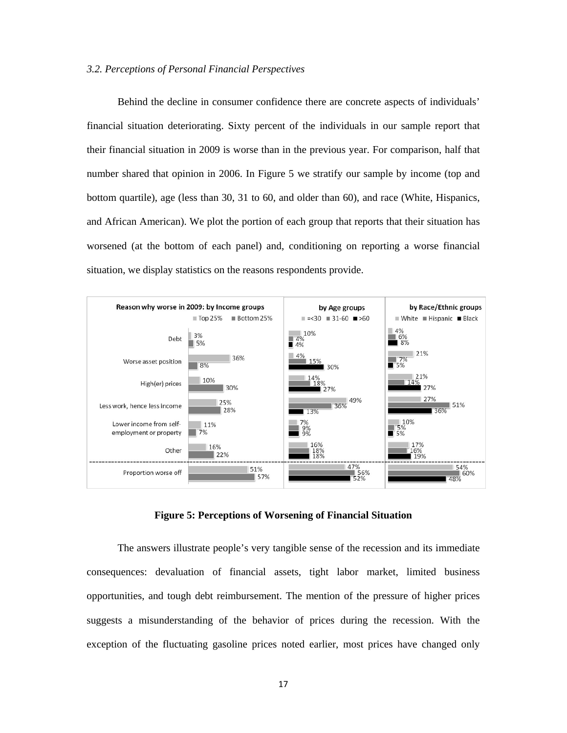*3.2. Perceptions of Personal Financial Perspectives*

Behind the decline in consumer confidence there are concrete aspects of individuals' financial situation deteriorating. Sixty percent of the individuals in our sample report that their financial situation in 2009 is worse than in the previous year. For comparison, half that number shared that opinion in 2006. In Figure 5 we stratify our sample by income (top and bottom quartile), age (less than 30, 31 to 60, and older than 60), and race (White, Hispanics, and African American). We plot the portion of each group that reports that their situation has worsened (at the bottom of each panel) and, conditioning on reporting a worse financial situation, we display statistics on the reasons respondents provide.

| Reason why worse in 2009 | Income: Top 25% | Income: Bottom 25% | Age: =<30 | Age: 31-60 | Age: >60 | Race: White | Race: Hispanic | Race: Black |
|---|---|---|---|---|---|---|---|---|
| Debt | 3% | 5% | 10% | 4% | 4% | 4% | 6% | 8% |
| Worse asset position | 36% | 8% | 4% | 15% | 30% | 21% | 7% | 5% |
| High(er) prices | 10% | 30% | 14% | 18% | 27% | 21% | 14% | 27% |
| Less work, hence less income | 25% | 28% | 49% | 36% | 13% | 27% | 51% | 36% |
| Lower income from self-employment or property | 11% | 7% | 7% | 9% | 9% | 10% | 5% | 5% |
| Other | 16% | 22% | 16% | 18% | 18% | 17% | 16% | 19% |
| Proportion worse off | 51% | 57% | 47% | 56% | 52% | 54% | 60% | 48% |

**Figure 5: Perceptions of Worsening of Financial Situation**

The answers illustrate people's very tangible sense of the recession and its immediate consequences: devaluation of financial assets, tight labor market, limited business opportunities, and tough debt reimbursement. The mention of the pressure of higher prices suggests a misunderstanding of the behavior of prices during the recession. With the exception of the fluctuating gasoline prices noted earlier, most prices have changed only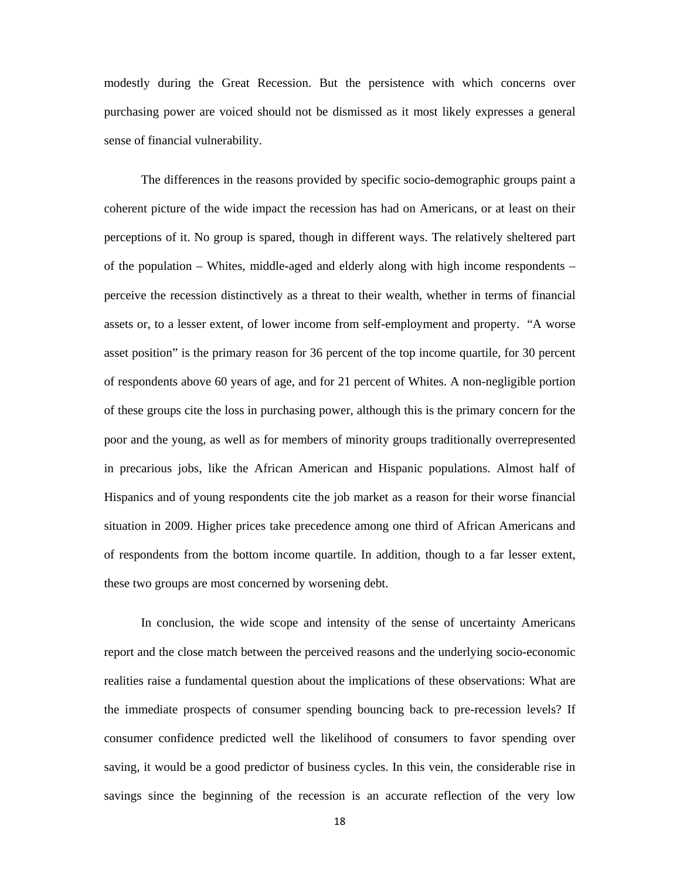modestly during the Great Recession. But the persistence with which concerns over purchasing power are voiced should not be dismissed as it most likely expresses a general sense of financial vulnerability.

The differences in the reasons provided by specific socio-demographic groups paint a coherent picture of the wide impact the recession has had on Americans, or at least on their perceptions of it. No group is spared, though in different ways. The relatively sheltered part of the population – Whites, middle-aged and elderly along with high income respondents – perceive the recession distinctively as a threat to their wealth, whether in terms of financial assets or, to a lesser extent, of lower income from self-employment and property. "A worse asset position" is the primary reason for 36 percent of the top income quartile, for 30 percent of respondents above 60 years of age, and for 21 percent of Whites. A non-negligible portion of these groups cite the loss in purchasing power, although this is the primary concern for the poor and the young, as well as for members of minority groups traditionally overrepresented in precarious jobs, like the African American and Hispanic populations. Almost half of Hispanics and of young respondents cite the job market as a reason for their worse financial situation in 2009. Higher prices take precedence among one third of African Americans and of respondents from the bottom income quartile. In addition, though to a far lesser extent, these two groups are most concerned by worsening debt.

In conclusion, the wide scope and intensity of the sense of uncertainty Americans report and the close match between the perceived reasons and the underlying socio-economic realities raise a fundamental question about the implications of these observations: What are the immediate prospects of consumer spending bouncing back to pre-recession levels? If consumer confidence predicted well the likelihood of consumers to favor spending over saving, it would be a good predictor of business cycles. In this vein, the considerable rise in savings since the beginning of the recession is an accurate reflection of the very low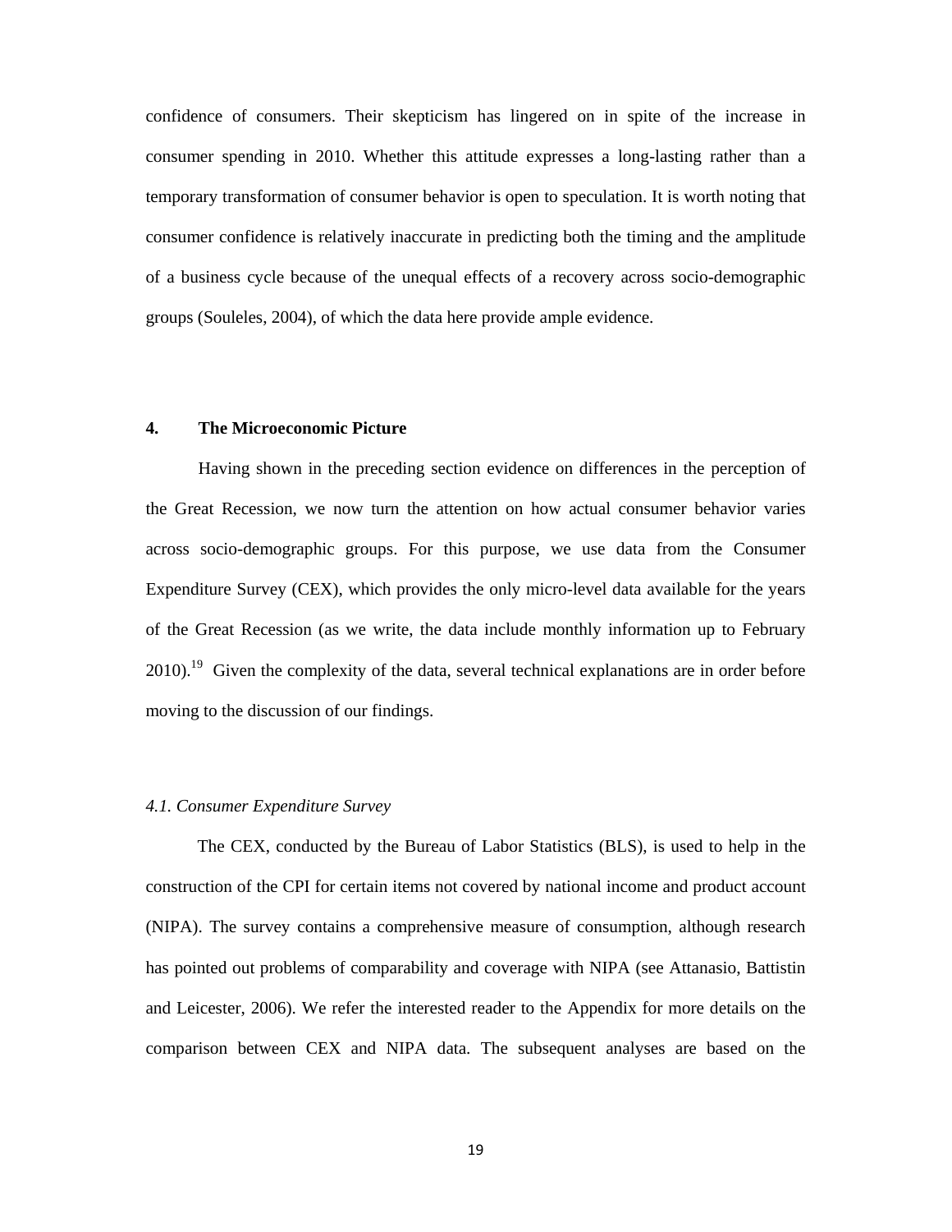confidence of consumers. Their skepticism has lingered on in spite of the increase in consumer spending in 2010. Whether this attitude expresses a long-lasting rather than a temporary transformation of consumer behavior is open to speculation. It is worth noting that consumer confidence is relatively inaccurate in predicting both the timing and the amplitude of a business cycle because of the unequal effects of a recovery across socio-demographic groups (Souleles, 2004), of which the data here provide ample evidence.

## 4. The Microeconomic Picture

Having shown in the preceding section evidence on differences in the perception of the Great Recession, we now turn the attention on how actual consumer behavior varies across socio-demographic groups. For this purpose, we use data from the Consumer Expenditure Survey (CEX), which provides the only micro-level data available for the years of the Great Recession (as we write, the data include monthly information up to February 2010).[19] Given the complexity of the data, several technical explanations are in order before moving to the discussion of our findings.

### *4.1. Consumer Expenditure Survey*

The CEX, conducted by the Bureau of Labor Statistics (BLS), is used to help in the construction of the CPI for certain items not covered by national income and product account (NIPA). The survey contains a comprehensive measure of consumption, although research has pointed out problems of comparability and coverage with NIPA (see Attanasio, Battistin and Leicester, 2006). We refer the interested reader to the Appendix for more details on the comparison between CEX and NIPA data. The subsequent analyses are based on the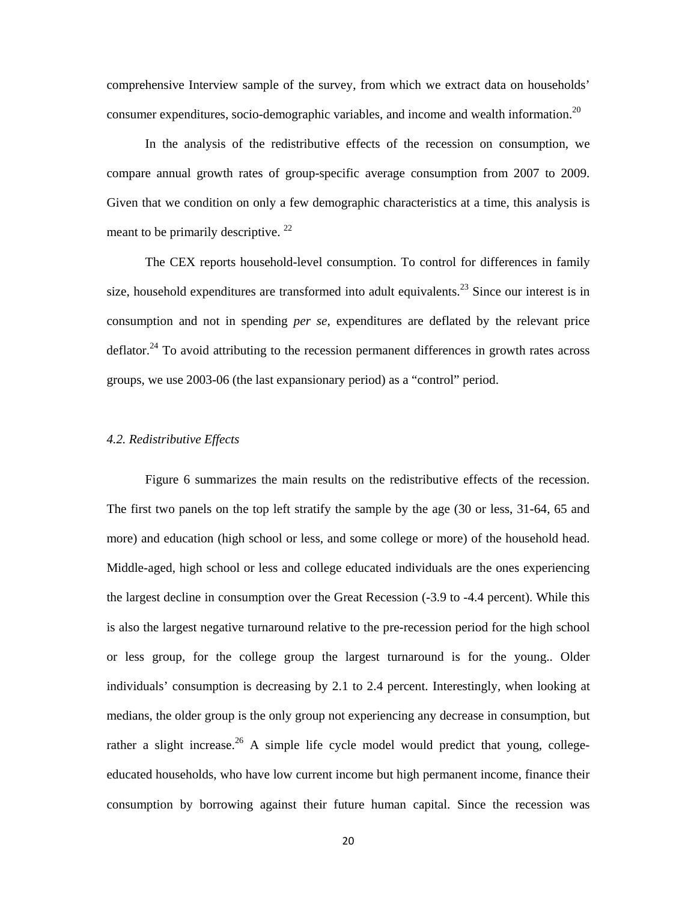comprehensive Interview sample of the survey, from which we extract data on households' consumer expenditures, socio-demographic variables, and income and wealth information.[20]

In the analysis of the redistributive effects of the recession on consumption, we compare annual growth rates of group-specific average consumption from 2007 to 2009. Given that we condition on only a few demographic characteristics at a time, this analysis is meant to be primarily descriptive. [22]

The CEX reports household-level consumption. To control for differences in family size, household expenditures are transformed into adult equivalents.[23] Since our interest is in consumption and not in spending *per se*, expenditures are deflated by the relevant price deflator.[24] To avoid attributing to the recession permanent differences in growth rates across groups, we use 2003-06 (the last expansionary period) as a "control" period.

### *4.2. Redistributive Effects*

Figure 6 summarizes the main results on the redistributive effects of the recession. The first two panels on the top left stratify the sample by the age (30 or less, 31-64, 65 and more) and education (high school or less, and some college or more) of the household head. Middle-aged, high school or less and college educated individuals are the ones experiencing the largest decline in consumption over the Great Recession (-3.9 to -4.4 percent). While this is also the largest negative turnaround relative to the pre-recession period for the high school or less group, for the college group the largest turnaround is for the young.. Older individuals' consumption is decreasing by 2.1 to 2.4 percent. Interestingly, when looking at medians, the older group is the only group not experiencing any decrease in consumption, but rather a slight increase.[26] A simple life cycle model would predict that young, college-educated households, who have low current income but high permanent income, finance their consumption by borrowing against their future human capital. Since the recession was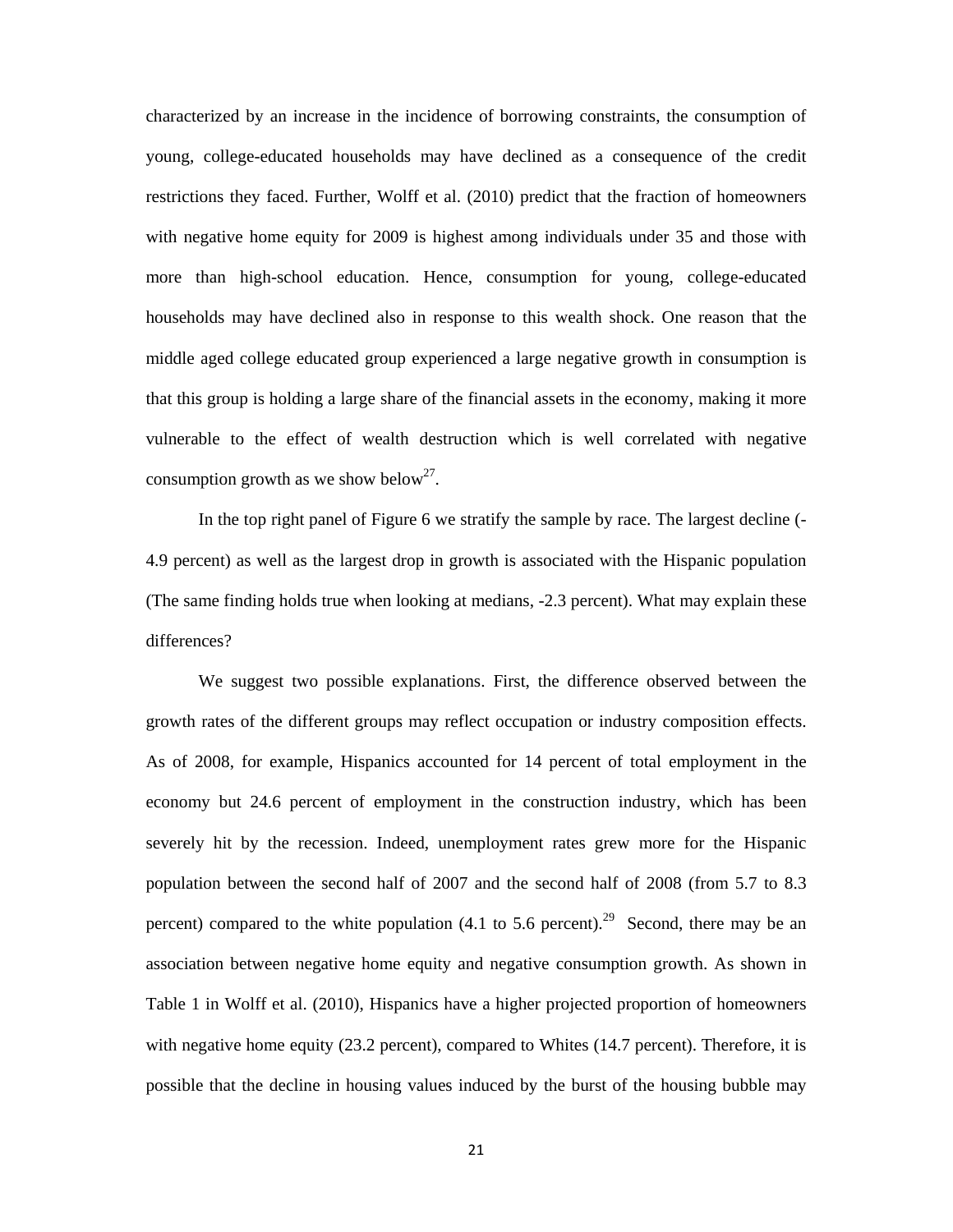characterized by an increase in the incidence of borrowing constraints, the consumption of young, college-educated households may have declined as a consequence of the credit restrictions they faced. Further, Wolff et al. (2010) predict that the fraction of homeowners with negative home equity for 2009 is highest among individuals under 35 and those with more than high-school education. Hence, consumption for young, college-educated households may have declined also in response to this wealth shock. One reason that the middle aged college educated group experienced a large negative growth in consumption is that this group is holding a large share of the financial assets in the economy, making it more vulnerable to the effect of wealth destruction which is well correlated with negative consumption growth as we show below[27].

In the top right panel of Figure 6 we stratify the sample by race. The largest decline (-4.9 percent) as well as the largest drop in growth is associated with the Hispanic population (The same finding holds true when looking at medians, -2.3 percent). What may explain these differences?

We suggest two possible explanations. First, the difference observed between the growth rates of the different groups may reflect occupation or industry composition effects. As of 2008, for example, Hispanics accounted for 14 percent of total employment in the economy but 24.6 percent of employment in the construction industry, which has been severely hit by the recession. Indeed, unemployment rates grew more for the Hispanic population between the second half of 2007 and the second half of 2008 (from 5.7 to 8.3 percent) compared to the white population (4.1 to 5.6 percent).[29] Second, there may be an association between negative home equity and negative consumption growth. As shown in Table 1 in Wolff et al. (2010), Hispanics have a higher projected proportion of homeowners with negative home equity (23.2 percent), compared to Whites (14.7 percent). Therefore, it is possible that the decline in housing values induced by the burst of the housing bubble may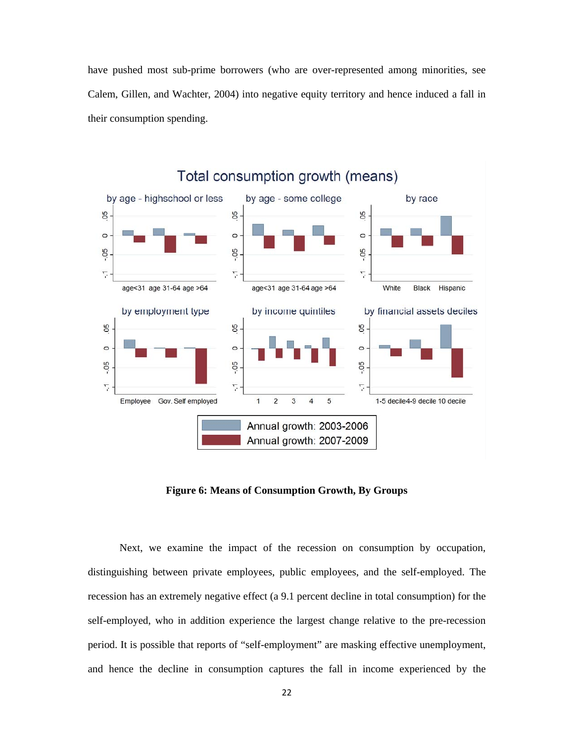have pushed most sub-prime borrowers (who are over-represented among minorities, see Calem, Gillen, and Wachter, 2004) into negative equity territory and hence induced a fall in their consumption spending.

**Figure 6: Means of Consumption Growth, By Groups**

Next, we examine the impact of the recession on consumption by occupation, distinguishing between private employees, public employees, and the self-employed. The recession has an extremely negative effect (a 9.1 percent decline in total consumption) for the self-employed, who in addition experience the largest change relative to the pre-recession period. It is possible that reports of "self-employment" are masking effective unemployment, and hence the decline in consumption captures the fall in income experienced by the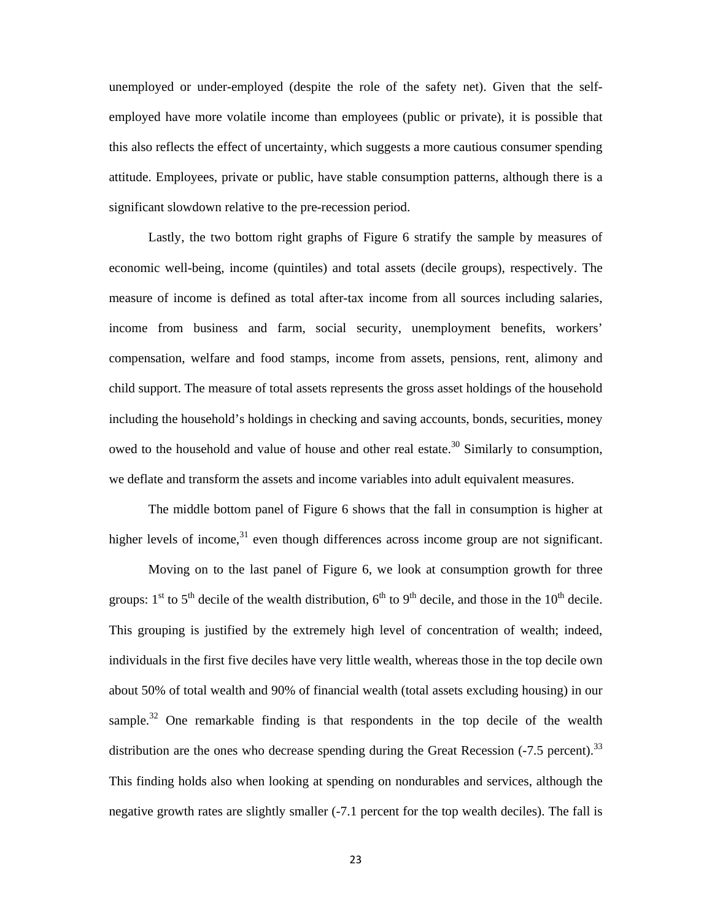unemployed or under-employed (despite the role of the safety net). Given that the self-employed have more volatile income than employees (public or private), it is possible that this also reflects the effect of uncertainty, which suggests a more cautious consumer spending attitude. Employees, private or public, have stable consumption patterns, although there is a significant slowdown relative to the pre-recession period.

Lastly, the two bottom right graphs of Figure 6 stratify the sample by measures of economic well-being, income (quintiles) and total assets (decile groups), respectively. The measure of income is defined as total after-tax income from all sources including salaries, income from business and farm, social security, unemployment benefits, workers' compensation, welfare and food stamps, income from assets, pensions, rent, alimony and child support. The measure of total assets represents the gross asset holdings of the household including the household's holdings in checking and saving accounts, bonds, securities, money owed to the household and value of house and other real estate.[30] Similarly to consumption, we deflate and transform the assets and income variables into adult equivalent measures.

The middle bottom panel of Figure 6 shows that the fall in consumption is higher at higher levels of income,[31] even though differences across income group are not significant.

Moving on to the last panel of Figure 6, we look at consumption growth for three groups: 1st to 5th decile of the wealth distribution, 6th to 9th decile, and those in the 10th decile. This grouping is justified by the extremely high level of concentration of wealth; indeed, individuals in the first five deciles have very little wealth, whereas those in the top decile own about 50% of total wealth and 90% of financial wealth (total assets excluding housing) in our sample.[32] One remarkable finding is that respondents in the top decile of the wealth distribution are the ones who decrease spending during the Great Recession (-7.5 percent).[33] This finding holds also when looking at spending on nondurables and services, although the negative growth rates are slightly smaller (-7.1 percent for the top wealth deciles). The fall is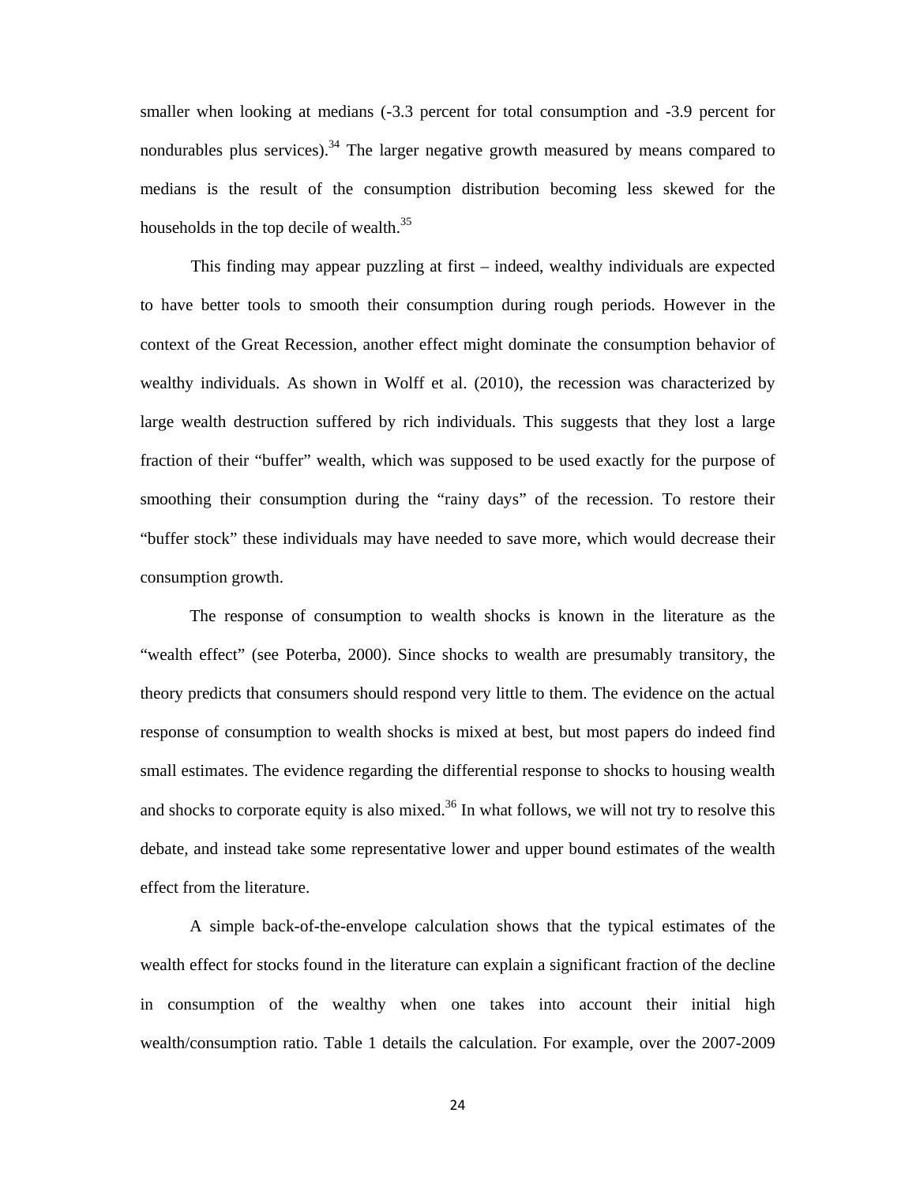smaller when looking at medians (-3.3 percent for total consumption and -3.9 percent for nondurables plus services).[34] The larger negative growth measured by means compared to medians is the result of the consumption distribution becoming less skewed for the households in the top decile of wealth.[35]

This finding may appear puzzling at first – indeed, wealthy individuals are expected to have better tools to smooth their consumption during rough periods. However in the context of the Great Recession, another effect might dominate the consumption behavior of wealthy individuals. As shown in Wolff et al. (2010), the recession was characterized by large wealth destruction suffered by rich individuals. This suggests that they lost a large fraction of their "buffer" wealth, which was supposed to be used exactly for the purpose of smoothing their consumption during the "rainy days" of the recession. To restore their "buffer stock" these individuals may have needed to save more, which would decrease their consumption growth.

The response of consumption to wealth shocks is known in the literature as the "wealth effect" (see Poterba, 2000). Since shocks to wealth are presumably transitory, the theory predicts that consumers should respond very little to them. The evidence on the actual response of consumption to wealth shocks is mixed at best, but most papers do indeed find small estimates. The evidence regarding the differential response to shocks to housing wealth and shocks to corporate equity is also mixed.[36] In what follows, we will not try to resolve this debate, and instead take some representative lower and upper bound estimates of the wealth effect from the literature.

A simple back-of-the-envelope calculation shows that the typical estimates of the wealth effect for stocks found in the literature can explain a significant fraction of the decline in consumption of the wealthy when one takes into account their initial high wealth/consumption ratio. Table 1 details the calculation. For example, over the 2007-2009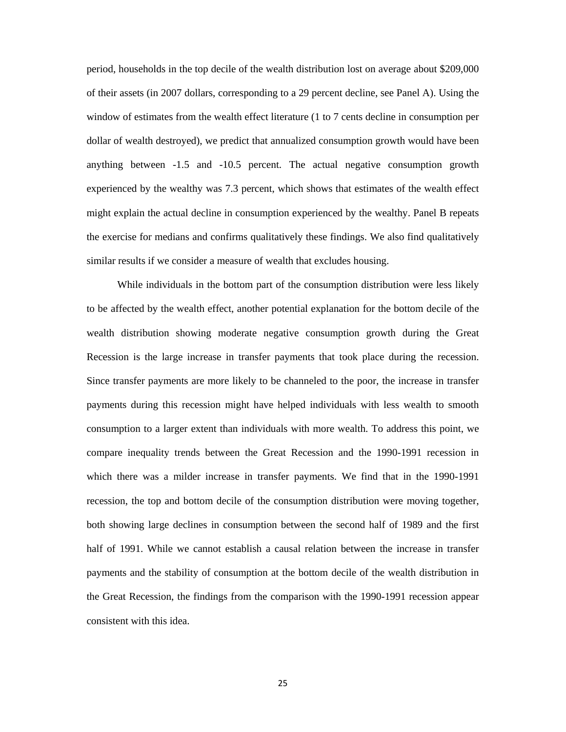period, households in the top decile of the wealth distribution lost on average about $209,000 of their assets (in 2007 dollars, corresponding to a 29 percent decline, see Panel A). Using the window of estimates from the wealth effect literature (1 to 7 cents decline in consumption per dollar of wealth destroyed), we predict that annualized consumption growth would have been anything between -1.5 and -10.5 percent. The actual negative consumption growth experienced by the wealthy was 7.3 percent, which shows that estimates of the wealth effect might explain the actual decline in consumption experienced by the wealthy. Panel B repeats the exercise for medians and confirms qualitatively these findings. We also find qualitatively similar results if we consider a measure of wealth that excludes housing.

While individuals in the bottom part of the consumption distribution were less likely to be affected by the wealth effect, another potential explanation for the bottom decile of the wealth distribution showing moderate negative consumption growth during the Great Recession is the large increase in transfer payments that took place during the recession. Since transfer payments are more likely to be channeled to the poor, the increase in transfer payments during this recession might have helped individuals with less wealth to smooth consumption to a larger extent than individuals with more wealth. To address this point, we compare inequality trends between the Great Recession and the 1990-1991 recession in which there was a milder increase in transfer payments. We find that in the 1990-1991 recession, the top and bottom decile of the consumption distribution were moving together, both showing large declines in consumption between the second half of 1989 and the first half of 1991. While we cannot establish a causal relation between the increase in transfer payments and the stability of consumption at the bottom decile of the wealth distribution in the Great Recession, the findings from the comparison with the 1990-1991 recession appear consistent with this idea.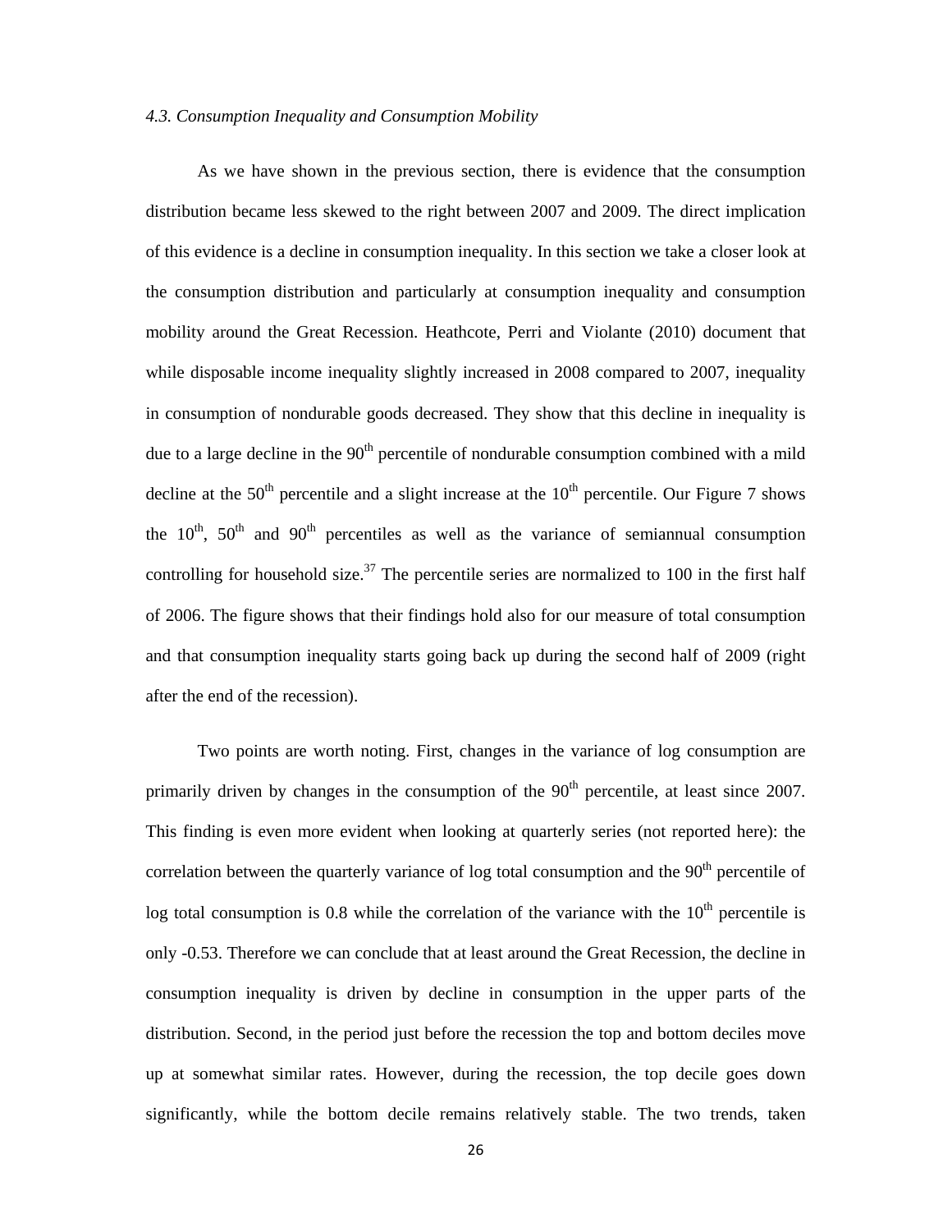*4.3. Consumption Inequality and Consumption Mobility*

As we have shown in the previous section, there is evidence that the consumption distribution became less skewed to the right between 2007 and 2009. The direct implication of this evidence is a decline in consumption inequality. In this section we take a closer look at the consumption distribution and particularly at consumption inequality and consumption mobility around the Great Recession. Heathcote, Perri and Violante (2010) document that while disposable income inequality slightly increased in 2008 compared to 2007, inequality in consumption of nondurable goods decreased. They show that this decline in inequality is due to a large decline in the 90th percentile of nondurable consumption combined with a mild decline at the 50th percentile and a slight increase at the 10th percentile. Our Figure 7 shows the 10th, 50th and 90th percentiles as well as the variance of semiannual consumption controlling for household size.[37] The percentile series are normalized to 100 in the first half of 2006. The figure shows that their findings hold also for our measure of total consumption and that consumption inequality starts going back up during the second half of 2009 (right after the end of the recession).

Two points are worth noting. First, changes in the variance of log consumption are primarily driven by changes in the consumption of the 90th percentile, at least since 2007. This finding is even more evident when looking at quarterly series (not reported here): the correlation between the quarterly variance of log total consumption and the 90th percentile of log total consumption is 0.8 while the correlation of the variance with the 10th percentile is only -0.53. Therefore we can conclude that at least around the Great Recession, the decline in consumption inequality is driven by decline in consumption in the upper parts of the distribution. Second, in the period just before the recession the top and bottom deciles move up at somewhat similar rates. However, during the recession, the top decile goes down significantly, while the bottom decile remains relatively stable. The two trends, taken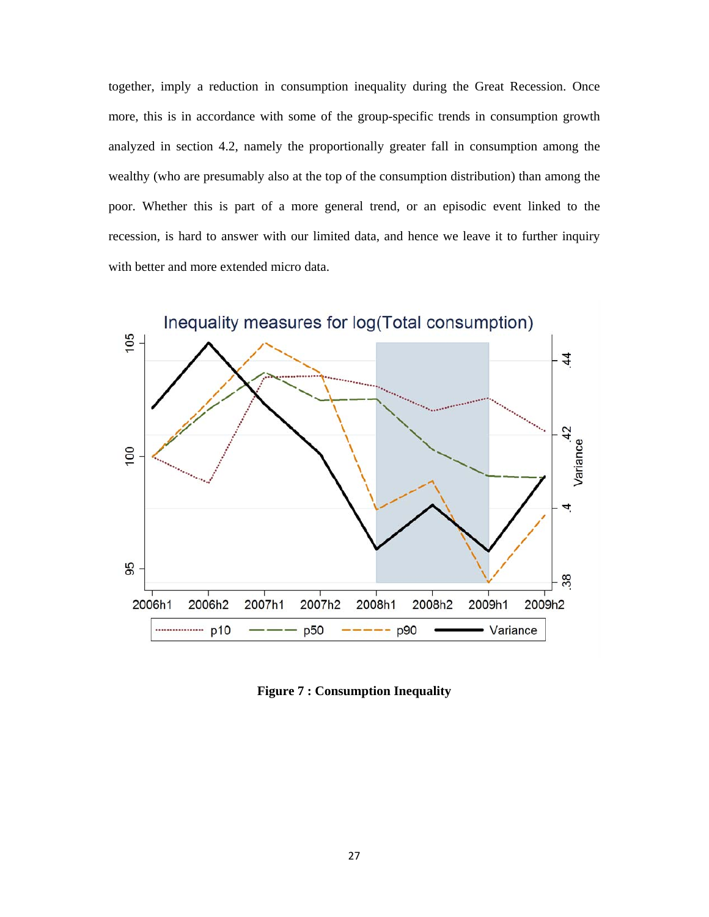together, imply a reduction in consumption inequality during the Great Recession. Once more, this is in accordance with some of the group-specific trends in consumption growth analyzed in section 4.2, namely the proportionally greater fall in consumption among the wealthy (who are presumably also at the top of the consumption distribution) than among the poor. Whether this is part of a more general trend, or an episodic event linked to the recession, is hard to answer with our limited data, and hence we leave it to further inquiry with better and more extended micro data.

**Figure 7 : Consumption Inequality**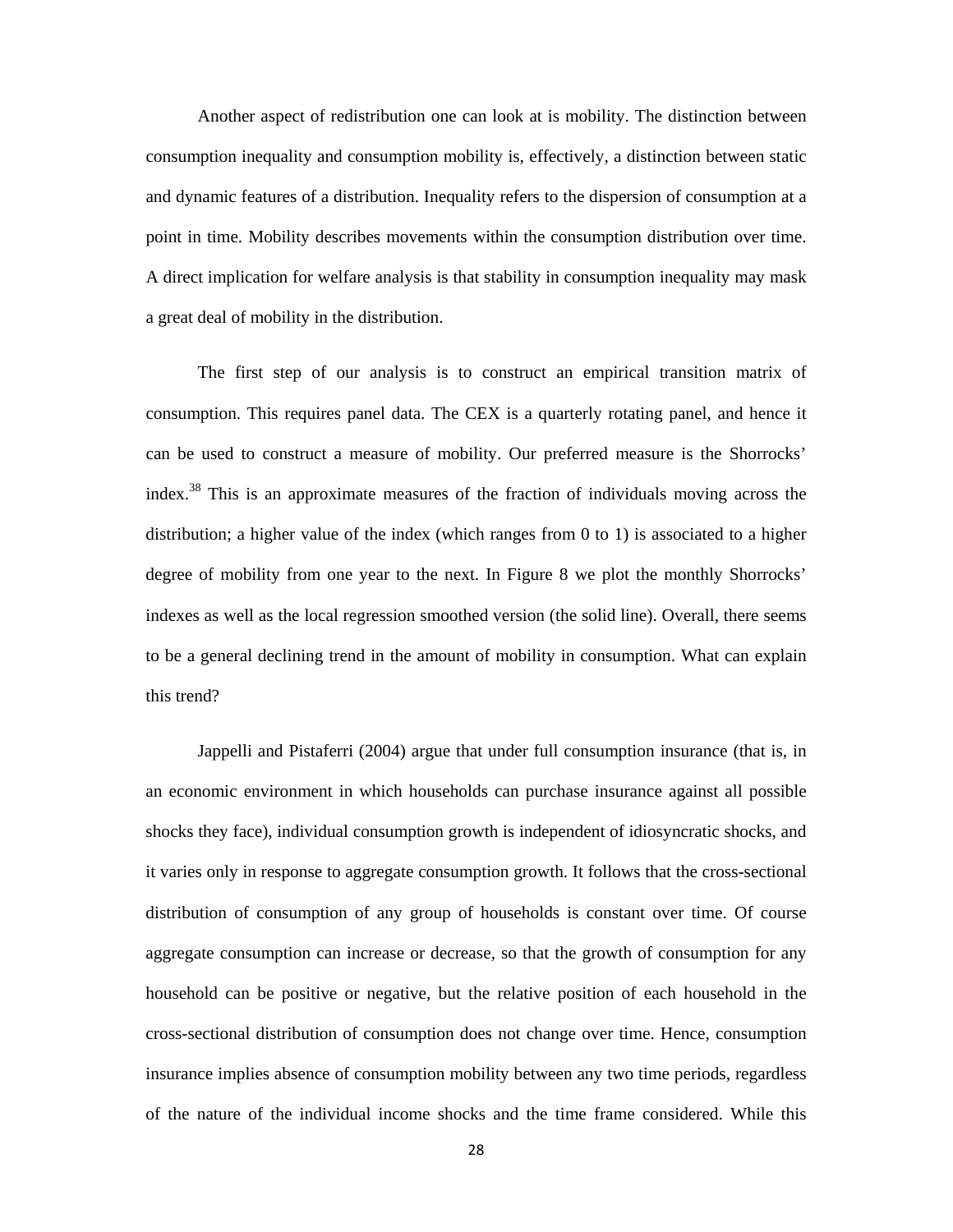Another aspect of redistribution one can look at is mobility. The distinction between consumption inequality and consumption mobility is, effectively, a distinction between static and dynamic features of a distribution. Inequality refers to the dispersion of consumption at a point in time. Mobility describes movements within the consumption distribution over time. A direct implication for welfare analysis is that stability in consumption inequality may mask a great deal of mobility in the distribution.

The first step of our analysis is to construct an empirical transition matrix of consumption. This requires panel data. The CEX is a quarterly rotating panel, and hence it can be used to construct a measure of mobility. Our preferred measure is the Shorrocks' index.[38] This is an approximate measures of the fraction of individuals moving across the distribution; a higher value of the index (which ranges from 0 to 1) is associated to a higher degree of mobility from one year to the next. In Figure 8 we plot the monthly Shorrocks' indexes as well as the local regression smoothed version (the solid line). Overall, there seems to be a general declining trend in the amount of mobility in consumption. What can explain this trend?

Jappelli and Pistaferri (2004) argue that under full consumption insurance (that is, in an economic environment in which households can purchase insurance against all possible shocks they face), individual consumption growth is independent of idiosyncratic shocks, and it varies only in response to aggregate consumption growth. It follows that the cross-sectional distribution of consumption of any group of households is constant over time. Of course aggregate consumption can increase or decrease, so that the growth of consumption for any household can be positive or negative, but the relative position of each household in the cross-sectional distribution of consumption does not change over time. Hence, consumption insurance implies absence of consumption mobility between any two time periods, regardless of the nature of the individual income shocks and the time frame considered. While this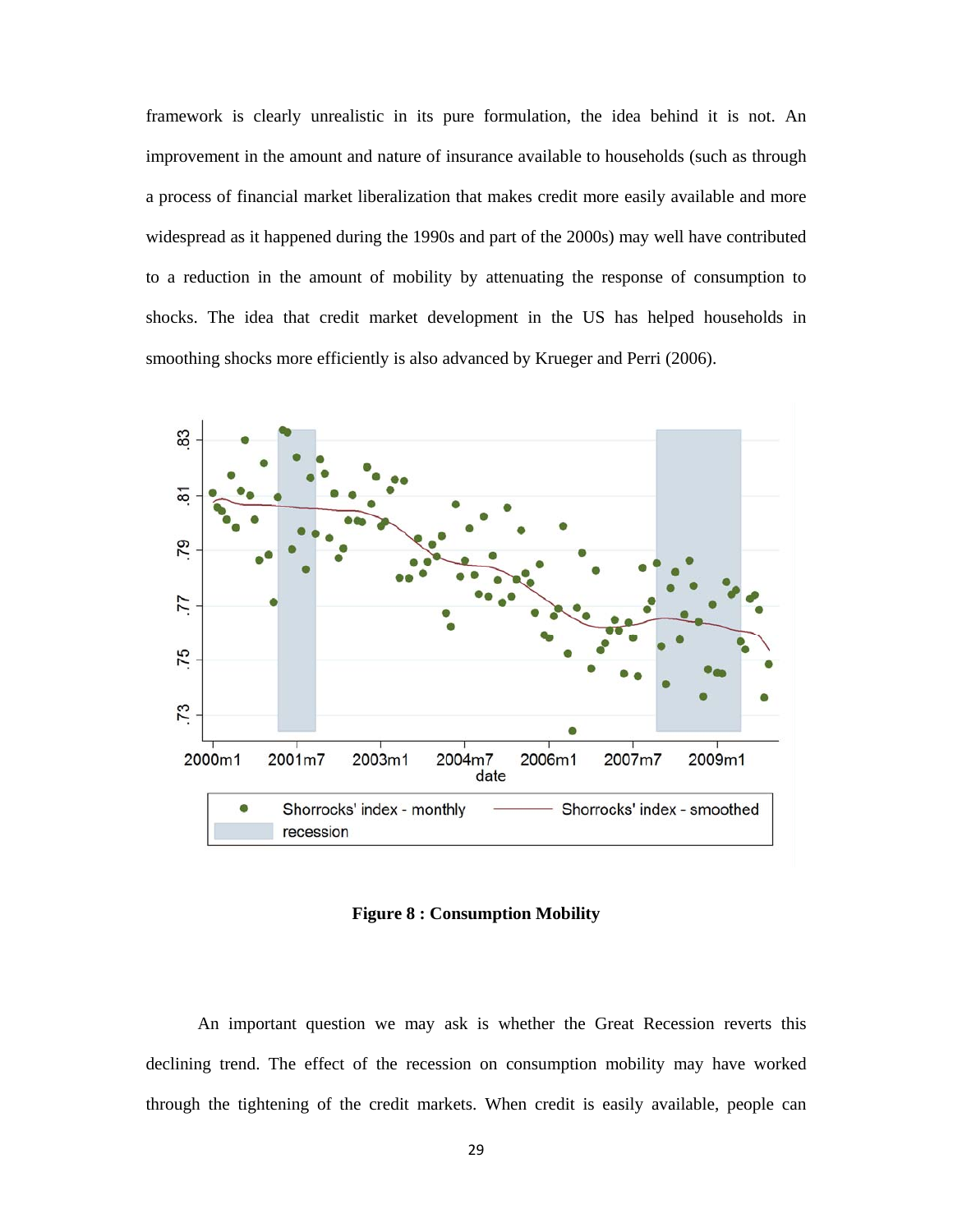framework is clearly unrealistic in its pure formulation, the idea behind it is not. An improvement in the amount and nature of insurance available to households (such as through a process of financial market liberalization that makes credit more easily available and more widespread as it happened during the 1990s and part of the 2000s) may well have contributed to a reduction in the amount of mobility by attenuating the response of consumption to shocks. The idea that credit market development in the US has helped households in smoothing shocks more efficiently is also advanced by Krueger and Perri (2006).

**Figure 8 : Consumption Mobility**

An important question we may ask is whether the Great Recession reverts this declining trend. The effect of the recession on consumption mobility may have worked through the tightening of the credit markets. When credit is easily available, people can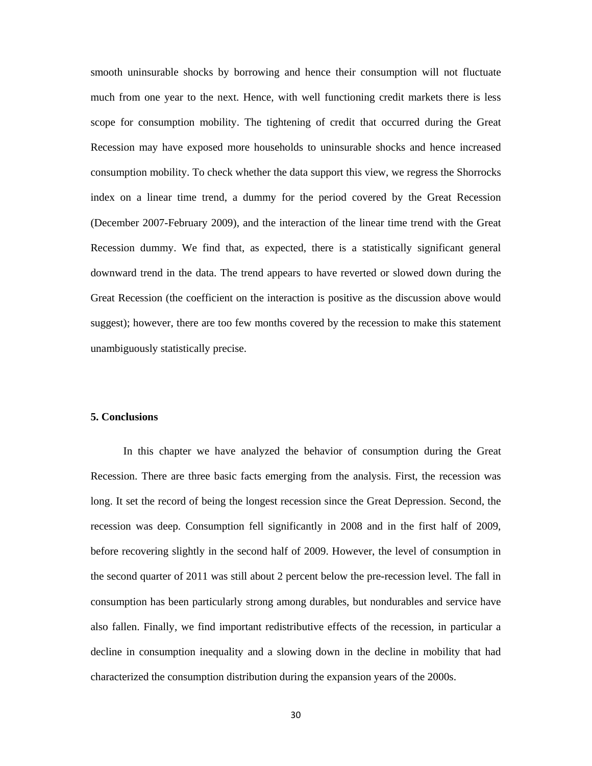smooth uninsurable shocks by borrowing and hence their consumption will not fluctuate much from one year to the next. Hence, with well functioning credit markets there is less scope for consumption mobility. The tightening of credit that occurred during the Great Recession may have exposed more households to uninsurable shocks and hence increased consumption mobility. To check whether the data support this view, we regress the Shorrocks index on a linear time trend, a dummy for the period covered by the Great Recession (December 2007-February 2009), and the interaction of the linear time trend with the Great Recession dummy. We find that, as expected, there is a statistically significant general downward trend in the data. The trend appears to have reverted or slowed down during the Great Recession (the coefficient on the interaction is positive as the discussion above would suggest); however, there are too few months covered by the recession to make this statement unambiguously statistically precise.

## 5. Conclusions

In this chapter we have analyzed the behavior of consumption during the Great Recession. There are three basic facts emerging from the analysis. First, the recession was long. It set the record of being the longest recession since the Great Depression. Second, the recession was deep. Consumption fell significantly in 2008 and in the first half of 2009, before recovering slightly in the second half of 2009. However, the level of consumption in the second quarter of 2011 was still about 2 percent below the pre-recession level. The fall in consumption has been particularly strong among durables, but nondurables and service have also fallen. Finally, we find important redistributive effects of the recession, in particular a decline in consumption inequality and a slowing down in the decline in mobility that had characterized the consumption distribution during the expansion years of the 2000s.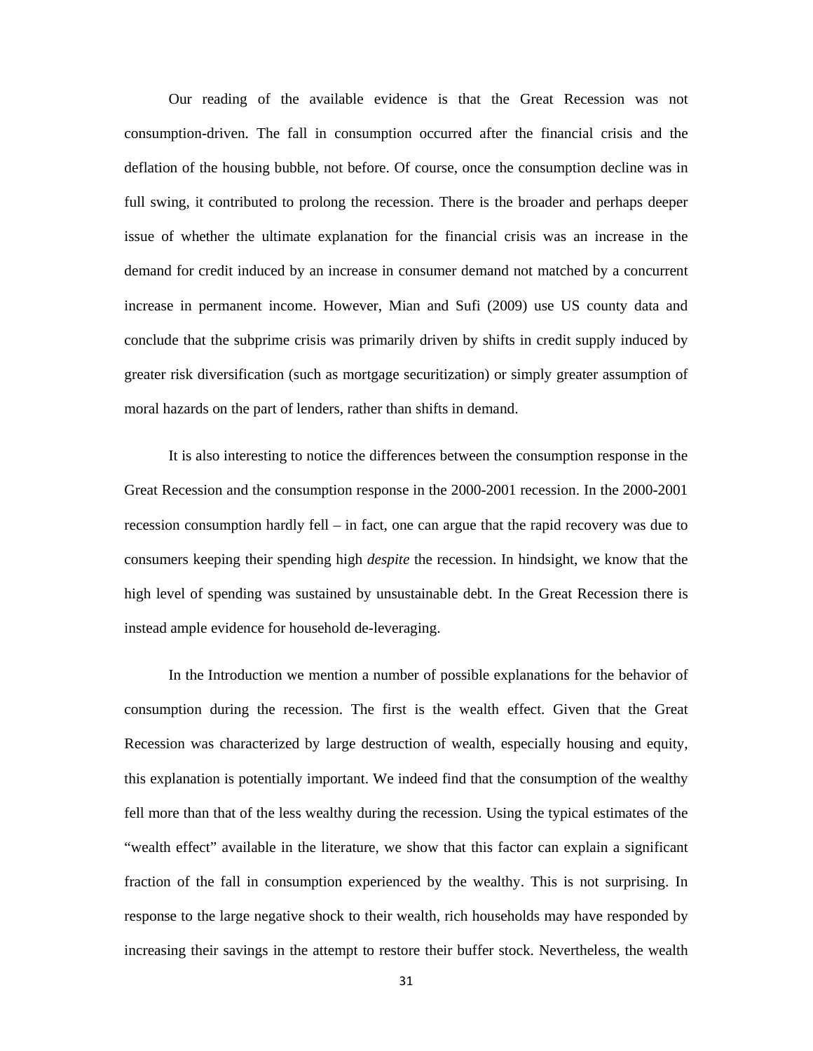Our reading of the available evidence is that the Great Recession was not consumption-driven. The fall in consumption occurred after the financial crisis and the deflation of the housing bubble, not before. Of course, once the consumption decline was in full swing, it contributed to prolong the recession. There is the broader and perhaps deeper issue of whether the ultimate explanation for the financial crisis was an increase in the demand for credit induced by an increase in consumer demand not matched by a concurrent increase in permanent income. However, Mian and Sufi (2009) use US county data and conclude that the subprime crisis was primarily driven by shifts in credit supply induced by greater risk diversification (such as mortgage securitization) or simply greater assumption of moral hazards on the part of lenders, rather than shifts in demand.

It is also interesting to notice the differences between the consumption response in the Great Recession and the consumption response in the 2000-2001 recession. In the 2000-2001 recession consumption hardly fell – in fact, one can argue that the rapid recovery was due to consumers keeping their spending high *despite* the recession. In hindsight, we know that the high level of spending was sustained by unsustainable debt. In the Great Recession there is instead ample evidence for household de-leveraging.

In the Introduction we mention a number of possible explanations for the behavior of consumption during the recession. The first is the wealth effect. Given that the Great Recession was characterized by large destruction of wealth, especially housing and equity, this explanation is potentially important. We indeed find that the consumption of the wealthy fell more than that of the less wealthy during the recession. Using the typical estimates of the "wealth effect" available in the literature, we show that this factor can explain a significant fraction of the fall in consumption experienced by the wealthy. This is not surprising. In response to the large negative shock to their wealth, rich households may have responded by increasing their savings in the attempt to restore their buffer stock. Nevertheless, the wealth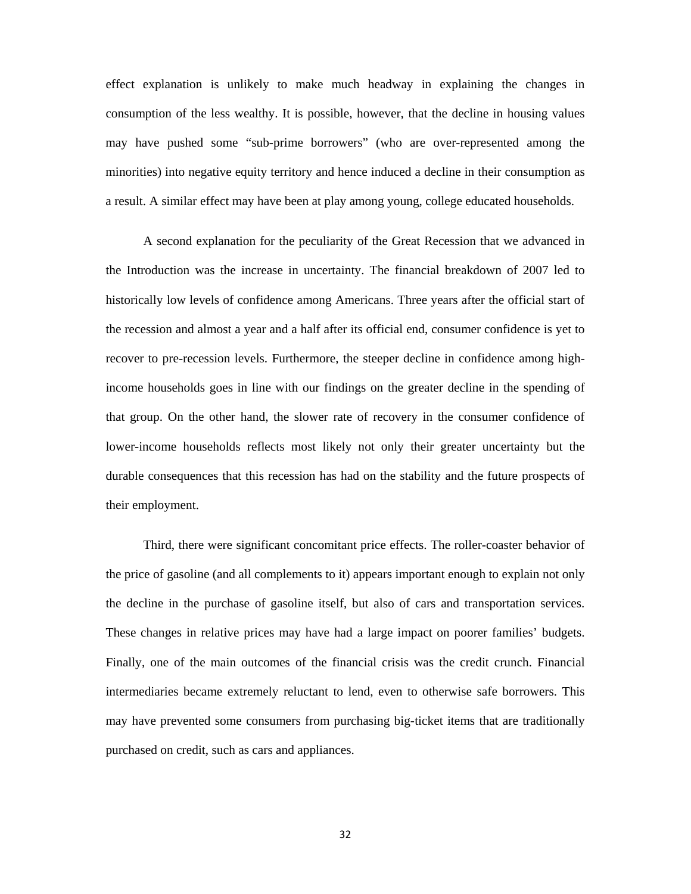effect explanation is unlikely to make much headway in explaining the changes in consumption of the less wealthy. It is possible, however, that the decline in housing values may have pushed some "sub-prime borrowers" (who are over-represented among the minorities) into negative equity territory and hence induced a decline in their consumption as a result. A similar effect may have been at play among young, college educated households.

A second explanation for the peculiarity of the Great Recession that we advanced in the Introduction was the increase in uncertainty. The financial breakdown of 2007 led to historically low levels of confidence among Americans. Three years after the official start of the recession and almost a year and a half after its official end, consumer confidence is yet to recover to pre-recession levels. Furthermore, the steeper decline in confidence among high-income households goes in line with our findings on the greater decline in the spending of that group. On the other hand, the slower rate of recovery in the consumer confidence of lower-income households reflects most likely not only their greater uncertainty but the durable consequences that this recession has had on the stability and the future prospects of their employment.

Third, there were significant concomitant price effects. The roller-coaster behavior of the price of gasoline (and all complements to it) appears important enough to explain not only the decline in the purchase of gasoline itself, but also of cars and transportation services. These changes in relative prices may have had a large impact on poorer families' budgets. Finally, one of the main outcomes of the financial crisis was the credit crunch. Financial intermediaries became extremely reluctant to lend, even to otherwise safe borrowers. This may have prevented some consumers from purchasing big-ticket items that are traditionally purchased on credit, such as cars and appliances.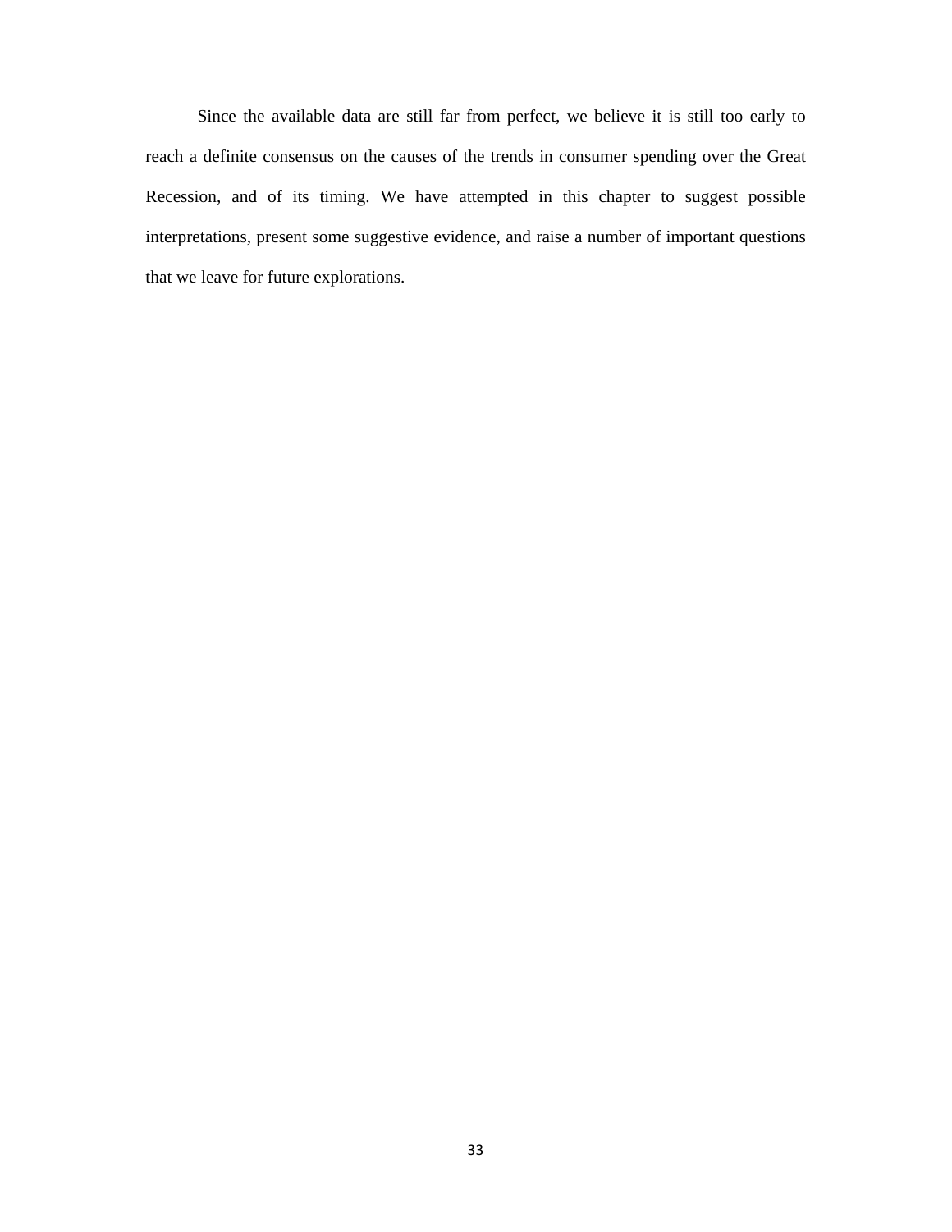Since the available data are still far from perfect, we believe it is still too early to reach a definite consensus on the causes of the trends in consumer spending over the Great Recession, and of its timing. We have attempted in this chapter to suggest possible interpretations, present some suggestive evidence, and raise a number of important questions that we leave for future explorations.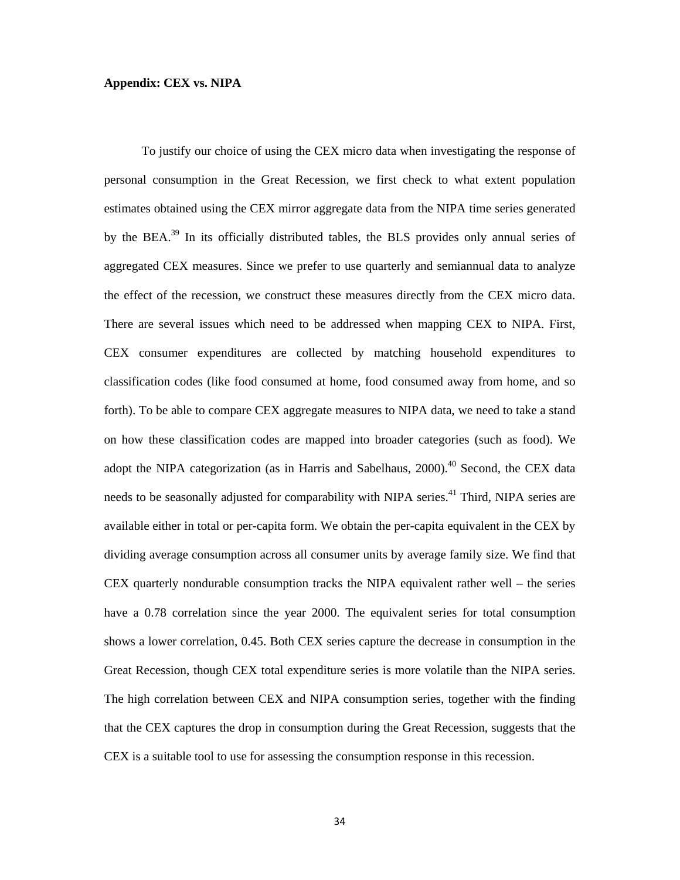**Appendix: CEX vs. NIPA**

To justify our choice of using the CEX micro data when investigating the response of personal consumption in the Great Recession, we first check to what extent population estimates obtained using the CEX mirror aggregate data from the NIPA time series generated by the BEA.[39] In its officially distributed tables, the BLS provides only annual series of aggregated CEX measures. Since we prefer to use quarterly and semiannual data to analyze the effect of the recession, we construct these measures directly from the CEX micro data. There are several issues which need to be addressed when mapping CEX to NIPA. First, CEX consumer expenditures are collected by matching household expenditures to classification codes (like food consumed at home, food consumed away from home, and so forth). To be able to compare CEX aggregate measures to NIPA data, we need to take a stand on how these classification codes are mapped into broader categories (such as food). We adopt the NIPA categorization (as in Harris and Sabelhaus, 2000).[40] Second, the CEX data needs to be seasonally adjusted for comparability with NIPA series.[41] Third, NIPA series are available either in total or per-capita form. We obtain the per-capita equivalent in the CEX by dividing average consumption across all consumer units by average family size. We find that CEX quarterly nondurable consumption tracks the NIPA equivalent rather well – the series have a 0.78 correlation since the year 2000. The equivalent series for total consumption shows a lower correlation, 0.45. Both CEX series capture the decrease in consumption in the Great Recession, though CEX total expenditure series is more volatile than the NIPA series. The high correlation between CEX and NIPA consumption series, together with the finding that the CEX captures the drop in consumption during the Great Recession, suggests that the CEX is a suitable tool to use for assessing the consumption response in this recession.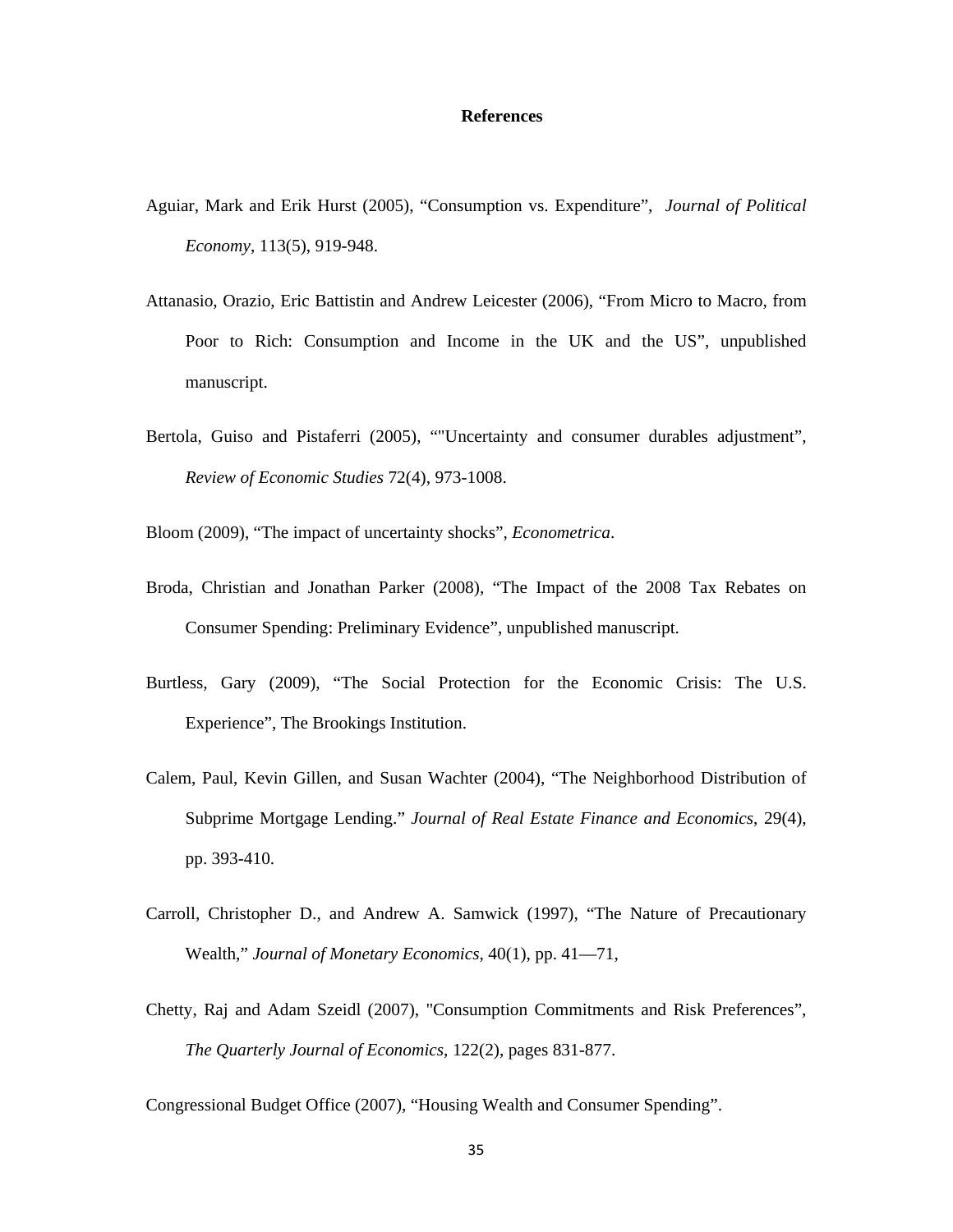# References

Aguiar, Mark and Erik Hurst (2005), "Consumption vs. Expenditure", *Journal of Political Economy*, 113(5), 919-948.

Attanasio, Orazio, Eric Battistin and Andrew Leicester (2006), "From Micro to Macro, from Poor to Rich: Consumption and Income in the UK and the US", unpublished manuscript.

Bertola, Guiso and Pistaferri (2005), ""Uncertainty and consumer durables adjustment", *Review of Economic Studies* 72(4), 973-1008.

Bloom (2009), "The impact of uncertainty shocks", *Econometrica*.

Broda, Christian and Jonathan Parker (2008), "The Impact of the 2008 Tax Rebates on Consumer Spending: Preliminary Evidence", unpublished manuscript.

Burtless, Gary (2009), "The Social Protection for the Economic Crisis: The U.S. Experience", The Brookings Institution.

Calem, Paul, Kevin Gillen, and Susan Wachter (2004), "The Neighborhood Distribution of Subprime Mortgage Lending." *Journal of Real Estate Finance and Economics*, 29(4), pp. 393-410.

Carroll, Christopher D., and Andrew A. Samwick (1997), "The Nature of Precautionary Wealth," *Journal of Monetary Economics*, 40(1), pp. 41—71,

Chetty, Raj and Adam Szeidl (2007), "Consumption Commitments and Risk Preferences", *The Quarterly Journal of Economics*, 122(2), pages 831-877.

Congressional Budget Office (2007), "Housing Wealth and Consumer Spending".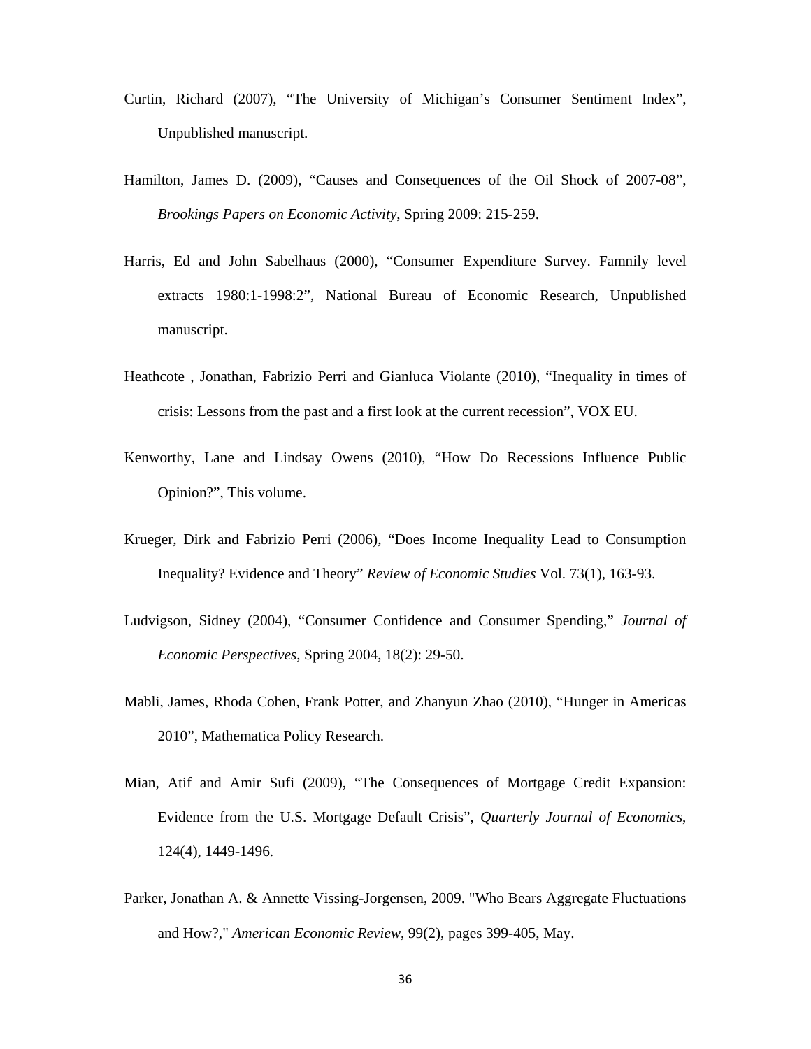Curtin, Richard (2007), "The University of Michigan's Consumer Sentiment Index", Unpublished manuscript.

Hamilton, James D. (2009), "Causes and Consequences of the Oil Shock of 2007-08", *Brookings Papers on Economic Activity*, Spring 2009: 215-259.

Harris, Ed and John Sabelhaus (2000), "Consumer Expenditure Survey. Famnily level extracts 1980:1-1998:2", National Bureau of Economic Research, Unpublished manuscript.

Heathcote , Jonathan, Fabrizio Perri and Gianluca Violante (2010), "Inequality in times of crisis: Lessons from the past and a first look at the current recession", VOX EU.

Kenworthy, Lane and Lindsay Owens (2010), "How Do Recessions Influence Public Opinion?", This volume.

Krueger, Dirk and Fabrizio Perri (2006), "Does Income Inequality Lead to Consumption Inequality? Evidence and Theory" *Review of Economic Studies* Vol. 73(1), 163-93.

Ludvigson, Sidney (2004), "Consumer Confidence and Consumer Spending," *Journal of Economic Perspectives*, Spring 2004, 18(2): 29-50.

Mabli, James, Rhoda Cohen, Frank Potter, and Zhanyun Zhao (2010), "Hunger in Americas 2010", Mathematica Policy Research.

Mian, Atif and Amir Sufi (2009), "The Consequences of Mortgage Credit Expansion: Evidence from the U.S. Mortgage Default Crisis", *Quarterly Journal of Economics*, 124(4), 1449-1496.

Parker, Jonathan A. & Annette Vissing-Jorgensen, 2009. "Who Bears Aggregate Fluctuations and How?," *American Economic Review*, 99(2), pages 399-405, May.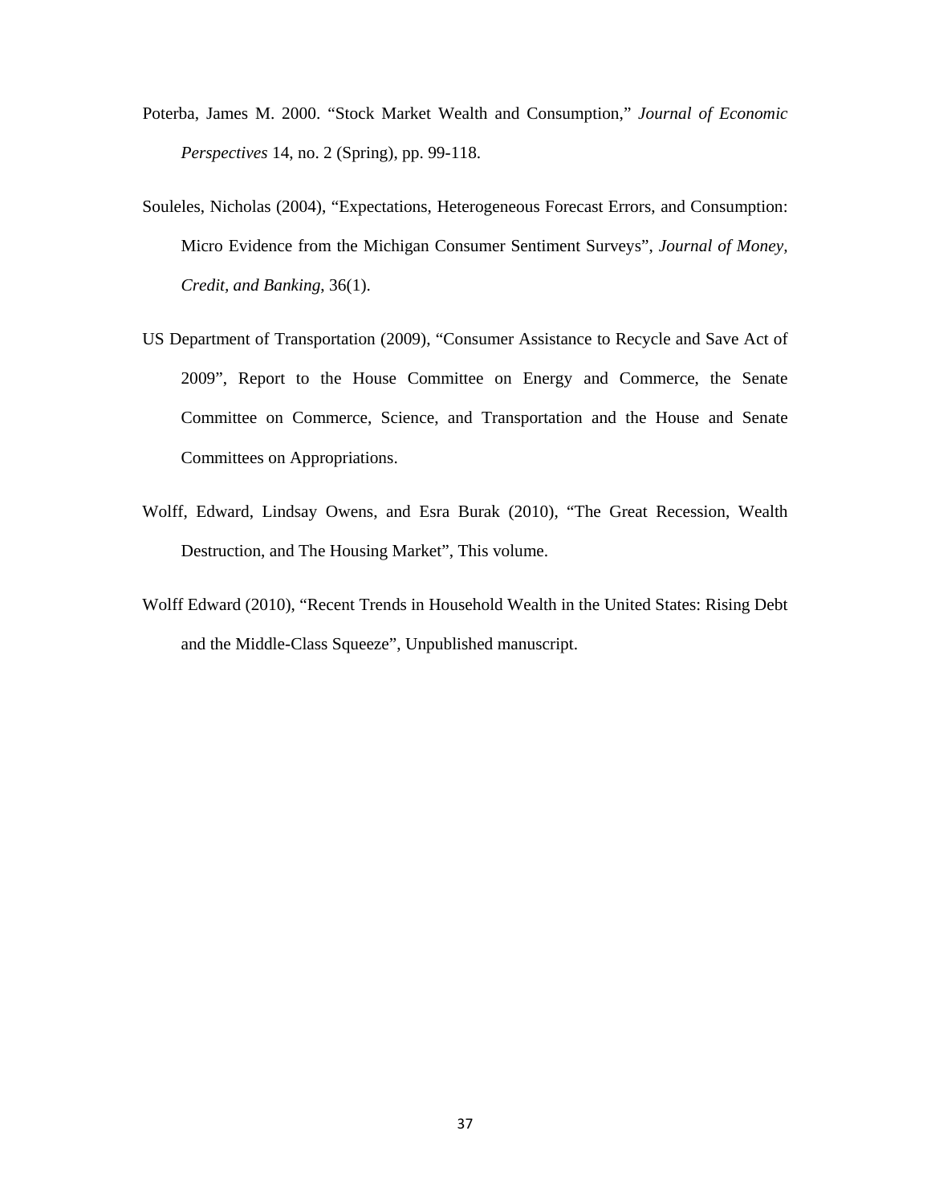Poterba, James M. 2000. “Stock Market Wealth and Consumption,” *Journal of Economic Perspectives* 14, no. 2 (Spring), pp. 99-118.

Souleles, Nicholas (2004), “Expectations, Heterogeneous Forecast Errors, and Consumption: Micro Evidence from the Michigan Consumer Sentiment Surveys”, *Journal of Money, Credit, and Banking*, 36(1).

US Department of Transportation (2009), “Consumer Assistance to Recycle and Save Act of 2009”, Report to the House Committee on Energy and Commerce, the Senate Committee on Commerce, Science, and Transportation and the House and Senate Committees on Appropriations.

Wolff, Edward, Lindsay Owens, and Esra Burak (2010), “The Great Recession, Wealth Destruction, and The Housing Market”, This volume.

Wolff Edward (2010), “Recent Trends in Household Wealth in the United States: Rising Debt and the Middle-Class Squeeze”, Unpublished manuscript.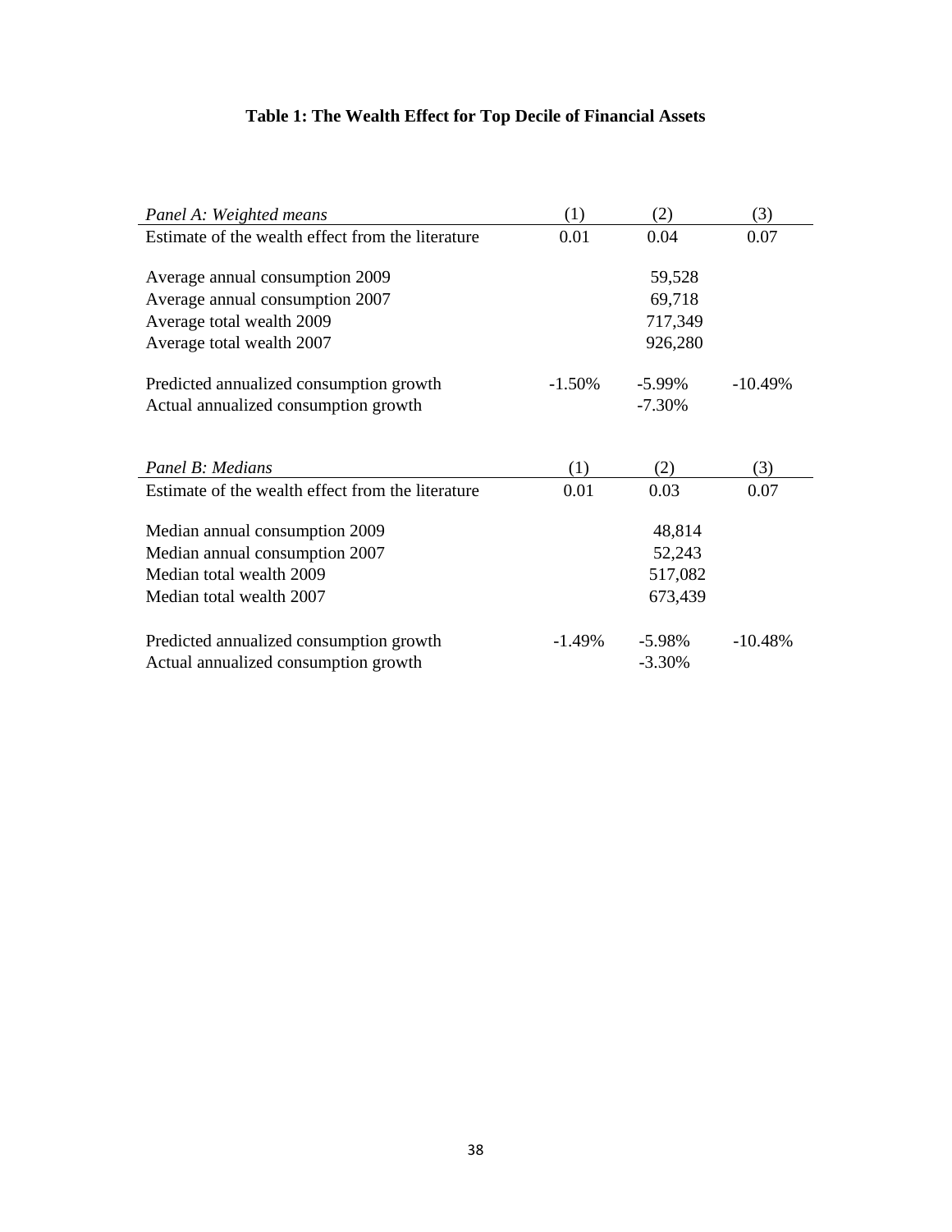**Table 1: The Wealth Effect for Top Decile of Financial Assets**

| *Panel A: Weighted means* | (1) | (2) | (3) |
|---|---|---|---|
| Estimate of the wealth effect from the literature | 0.01 | 0.04 | 0.07 |
| Average annual consumption 2009 | | 59,528 | |
| Average annual consumption 2007 | | 69,718 | |
| Average total wealth 2009 | | 717,349 | |
| Average total wealth 2007 | | 926,280 | |
| Predicted annualized consumption growth | -1.50% | -5.99% | -10.49% |
| Actual annualized consumption growth | | -7.30% | |

| *Panel B: Medians* | (1) | (2) | (3) |
|---|---|---|---|
| Estimate of the wealth effect from the literature | 0.01 | 0.03 | 0.07 |
| Median annual consumption 2009 | | 48,814 | |
| Median annual consumption 2007 | | 52,243 | |
| Median total wealth 2009 | | 517,082 | |
| Median total wealth 2007 | | 673,439 | |
| Predicted annualized consumption growth | -1.49% | -5.98% | -10.48% |
| Actual annualized consumption growth | | -3.30% | |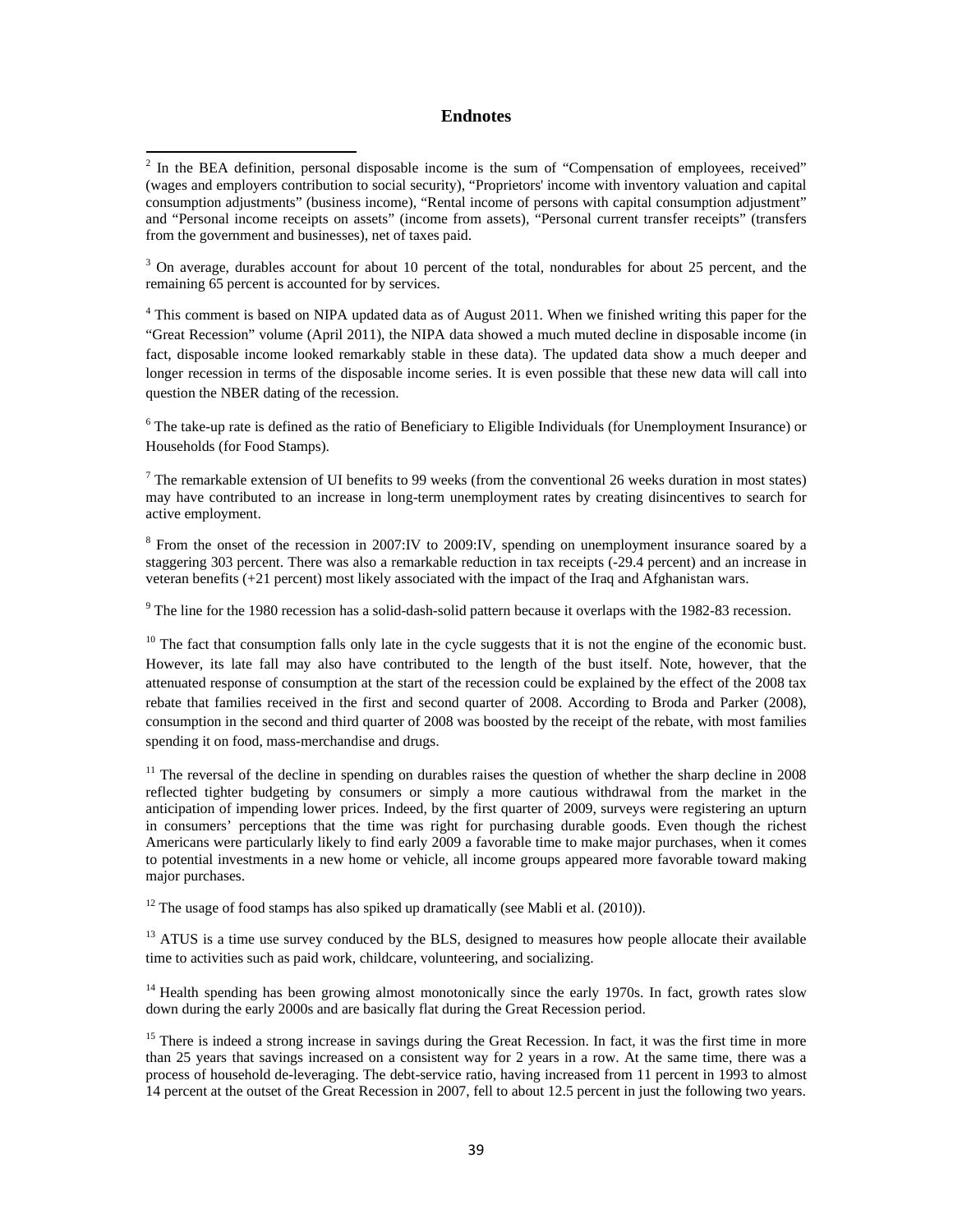## Endnotes

[2] In the BEA definition, personal disposable income is the sum of "Compensation of employees, received" (wages and employers contribution to social security), "Proprietors' income with inventory valuation and capital consumption adjustments" (business income), "Rental income of persons with capital consumption adjustment" and "Personal income receipts on assets" (income from assets), "Personal current transfer receipts" (transfers from the government and businesses), net of taxes paid.

[3] On average, durables account for about 10 percent of the total, nondurables for about 25 percent, and the remaining 65 percent is accounted for by services.

[4] This comment is based on NIPA updated data as of August 2011. When we finished writing this paper for the "Great Recession" volume (April 2011), the NIPA data showed a much muted decline in disposable income (in fact, disposable income looked remarkably stable in these data). The updated data show a much deeper and longer recession in terms of the disposable income series. It is even possible that these new data will call into question the NBER dating of the recession.

[6] The take-up rate is defined as the ratio of Beneficiary to Eligible Individuals (for Unemployment Insurance) or Households (for Food Stamps).

[7] The remarkable extension of UI benefits to 99 weeks (from the conventional 26 weeks duration in most states) may have contributed to an increase in long-term unemployment rates by creating disincentives to search for active employment.

[8] From the onset of the recession in 2007:IV to 2009:IV, spending on unemployment insurance soared by a staggering 303 percent. There was also a remarkable reduction in tax receipts (-29.4 percent) and an increase in veteran benefits (+21 percent) most likely associated with the impact of the Iraq and Afghanistan wars.

[9] The line for the 1980 recession has a solid-dash-solid pattern because it overlaps with the 1982-83 recession.

[10] The fact that consumption falls only late in the cycle suggests that it is not the engine of the economic bust. However, its late fall may also have contributed to the length of the bust itself. Note, however, that the attenuated response of consumption at the start of the recession could be explained by the effect of the 2008 tax rebate that families received in the first and second quarter of 2008. According to Broda and Parker (2008), consumption in the second and third quarter of 2008 was boosted by the receipt of the rebate, with most families spending it on food, mass-merchandise and drugs.

[11] The reversal of the decline in spending on durables raises the question of whether the sharp decline in 2008 reflected tighter budgeting by consumers or simply a more cautious withdrawal from the market in the anticipation of impending lower prices. Indeed, by the first quarter of 2009, surveys were registering an upturn in consumers' perceptions that the time was right for purchasing durable goods. Even though the richest Americans were particularly likely to find early 2009 a favorable time to make major purchases, when it comes to potential investments in a new home or vehicle, all income groups appeared more favorable toward making major purchases.

[12] The usage of food stamps has also spiked up dramatically (see Mabli et al. (2010)).

[13] ATUS is a time use survey conduced by the BLS, designed to measures how people allocate their available time to activities such as paid work, childcare, volunteering, and socializing.

[14] Health spending has been growing almost monotonically since the early 1970s. In fact, growth rates slow down during the early 2000s and are basically flat during the Great Recession period.

[15] There is indeed a strong increase in savings during the Great Recession. In fact, it was the first time in more than 25 years that savings increased on a consistent way for 2 years in a row. At the same time, there was a process of household de-leveraging. The debt-service ratio, having increased from 11 percent in 1993 to almost 14 percent at the outset of the Great Recession in 2007, fell to about 12.5 percent in just the following two years.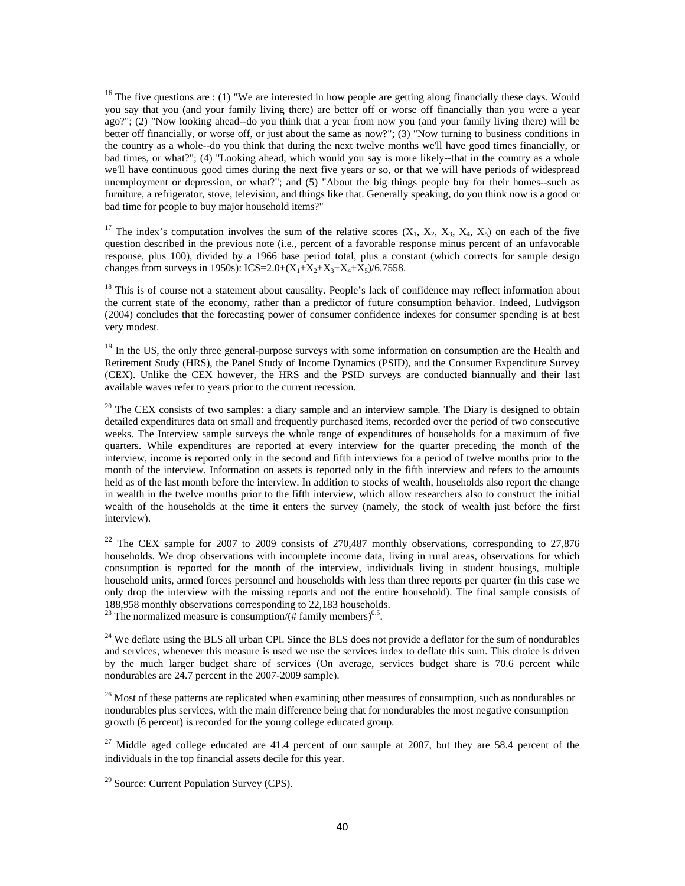[16] The five questions are : (1) "We are interested in how people are getting along financially these days. Would you say that you (and your family living there) are better off or worse off financially than you were a year ago?"; (2) "Now looking ahead--do you think that a year from now you (and your family living there) will be better off financially, or worse off, or just about the same as now?"; (3) "Now turning to business conditions in the country as a whole--do you think that during the next twelve months we'll have good times financially, or bad times, or what?"; (4) "Looking ahead, which would you say is more likely--that in the country as a whole we'll have continuous good times during the next five years or so, or that we will have periods of widespread unemployment or depression, or what?"; and (5) "About the big things people buy for their homes--such as furniture, a refrigerator, stove, television, and things like that. Generally speaking, do you think now is a good or bad time for people to buy major household items?"

[17] The index's computation involves the sum of the relative scores ($X_1$, $X_2$, $X_3$, $X_4$, $X_5$) on each of the five question described in the previous note (i.e., percent of a favorable response minus percent of an unfavorable response, plus 100), divided by a 1966 base period total, plus a constant (which corrects for sample design changes from surveys in 1950s): $ICS=2.0+(X_1+X_2+X_3+X_4+X_5)/6.7558$.

[18] This is of course not a statement about causality. People's lack of confidence may reflect information about the current state of the economy, rather than a predictor of future consumption behavior. Indeed, Ludvigson (2004) concludes that the forecasting power of consumer confidence indexes for consumer spending is at best very modest.

[19] In the US, the only three general-purpose surveys with some information on consumption are the Health and Retirement Study (HRS), the Panel Study of Income Dynamics (PSID), and the Consumer Expenditure Survey (CEX). Unlike the CEX however, the HRS and the PSID surveys are conducted biannually and their last available waves refer to years prior to the current recession.

[20] The CEX consists of two samples: a diary sample and an interview sample. The Diary is designed to obtain detailed expenditures data on small and frequently purchased items, recorded over the period of two consecutive weeks. The Interview sample surveys the whole range of expenditures of households for a maximum of five quarters. While expenditures are reported at every interview for the quarter preceding the month of the interview, income is reported only in the second and fifth interviews for a period of twelve months prior to the month of the interview. Information on assets is reported only in the fifth interview and refers to the amounts held as of the last month before the interview. In addition to stocks of wealth, households also report the change in wealth in the twelve months prior to the fifth interview, which allow researchers also to construct the initial wealth of the households at the time it enters the survey (namely, the stock of wealth just before the first interview).

[22] The CEX sample for 2007 to 2009 consists of 270,487 monthly observations, corresponding to 27,876 households. We drop observations with incomplete income data, living in rural areas, observations for which consumption is reported for the month of the interview, individuals living in student housings, multiple household units, armed forces personnel and households with less than three reports per quarter (in this case we only drop the interview with the missing reports and not the entire household). The final sample consists of 188,958 monthly observations corresponding to 22,183 households.

[23] The normalized measure is consumption/(# family members)$^{0.5}$.

[24] We deflate using the BLS all urban CPI. Since the BLS does not provide a deflator for the sum of nondurables and services, whenever this measure is used we use the services index to deflate this sum. This choice is driven by the much larger budget share of services (On average, services budget share is 70.6 percent while nondurables are 24.7 percent in the 2007-2009 sample).

[26] Most of these patterns are replicated when examining other measures of consumption, such as nondurables or nondurables plus services, with the main difference being that for nondurables the most negative consumption growth (6 percent) is recorded for the young college educated group.

[27] Middle aged college educated are 41.4 percent of our sample at 2007, but they are 58.4 percent of the individuals in the top financial assets decile for this year.

[29] Source: Current Population Survey (CPS).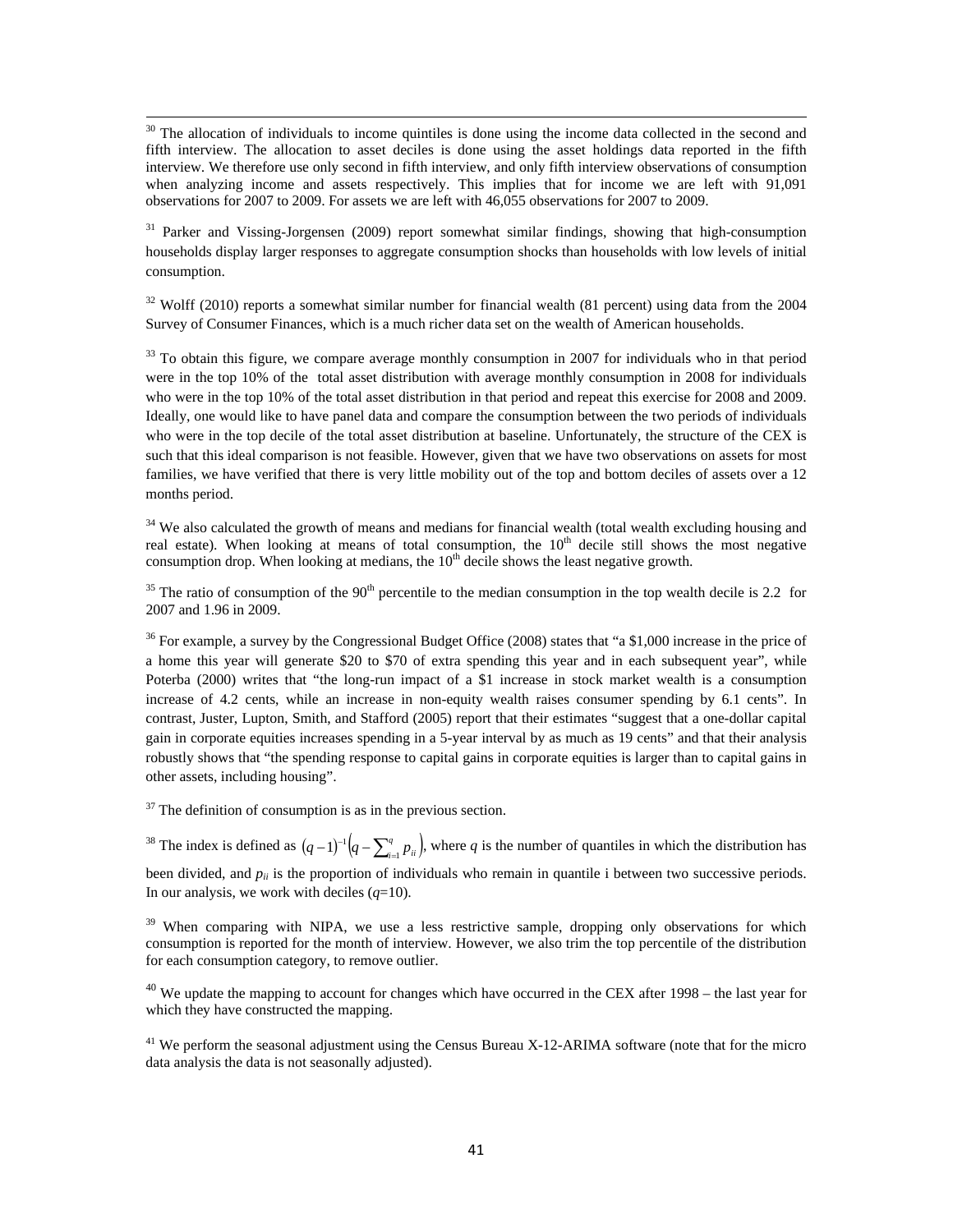[30] The allocation of individuals to income quintiles is done using the income data collected in the second and fifth interview. The allocation to asset deciles is done using the asset holdings data reported in the fifth interview. We therefore use only second in fifth interview, and only fifth interview observations of consumption when analyzing income and assets respectively. This implies that for income we are left with 91,091 observations for 2007 to 2009. For assets we are left with 46,055 observations for 2007 to 2009.

[31] Parker and Vissing-Jorgensen (2009) report somewhat similar findings, showing that high-consumption households display larger responses to aggregate consumption shocks than households with low levels of initial consumption.

[32] Wolff (2010) reports a somewhat similar number for financial wealth (81 percent) using data from the 2004 Survey of Consumer Finances, which is a much richer data set on the wealth of American households.

[33] To obtain this figure, we compare average monthly consumption in 2007 for individuals who in that period were in the top 10% of the total asset distribution with average monthly consumption in 2008 for individuals who were in the top 10% of the total asset distribution in that period and repeat this exercise for 2008 and 2009. Ideally, one would like to have panel data and compare the consumption between the two periods of individuals who were in the top decile of the total asset distribution at baseline. Unfortunately, the structure of the CEX is such that this ideal comparison is not feasible. However, given that we have two observations on assets for most families, we have verified that there is very little mobility out of the top and bottom deciles of assets over a 12 months period.

[34] We also calculated the growth of means and medians for financial wealth (total wealth excluding housing and real estate). When looking at means of total consumption, the 10th decile still shows the most negative consumption drop. When looking at medians, the 10th decile shows the least negative growth.

[35] The ratio of consumption of the 90th percentile to the median consumption in the top wealth decile is 2.2 for 2007 and 1.96 in 2009.

[36] For example, a survey by the Congressional Budget Office (2008) states that "a $1,000 increase in the price of a home this year will generate $20 to $70 of extra spending this year and in each subsequent year", while Poterba (2000) writes that "the long-run impact of a $1 increase in stock market wealth is a consumption increase of 4.2 cents, while an increase in non-equity wealth raises consumer spending by 6.1 cents". In contrast, Juster, Lupton, Smith, and Stafford (2005) report that their estimates "suggest that a one-dollar capital gain in corporate equities increases spending in a 5-year interval by as much as 19 cents" and that their analysis robustly shows that "the spending response to capital gains in corporate equities is larger than to capital gains in other assets, including housing".

[37] The definition of consumption is as in the previous section.

[38] The index is defined as $(q-1)^{-1}\left(q-\sum_{i=1}^{q} p_{ii}\right)$, where $q$ is the number of quantiles in which the distribution has been divided, and $p_{ii}$ is the proportion of individuals who remain in quantile i between two successive periods. In our analysis, we work with deciles ($q$=10).

[39] When comparing with NIPA, we use a less restrictive sample, dropping only observations for which consumption is reported for the month of interview. However, we also trim the top percentile of the distribution for each consumption category, to remove outlier.

[40] We update the mapping to account for changes which have occurred in the CEX after 1998 – the last year for which they have constructed the mapping.

[41] We perform the seasonal adjustment using the Census Bureau X-12-ARIMA software (note that for the micro data analysis the data is not seasonally adjusted).